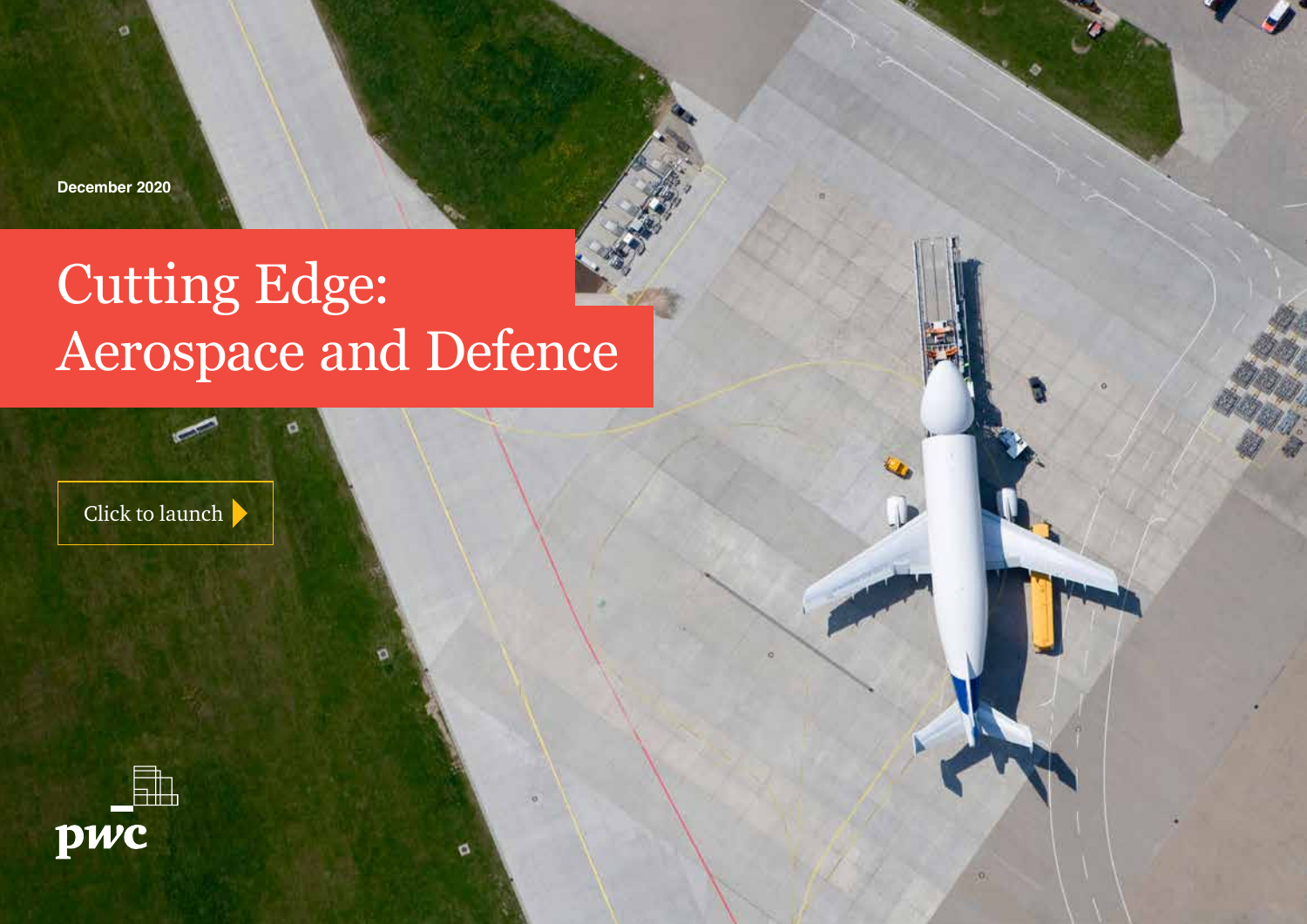December 2020

# Cutting Edge: Aerospace and Defence

Click to launch

pwc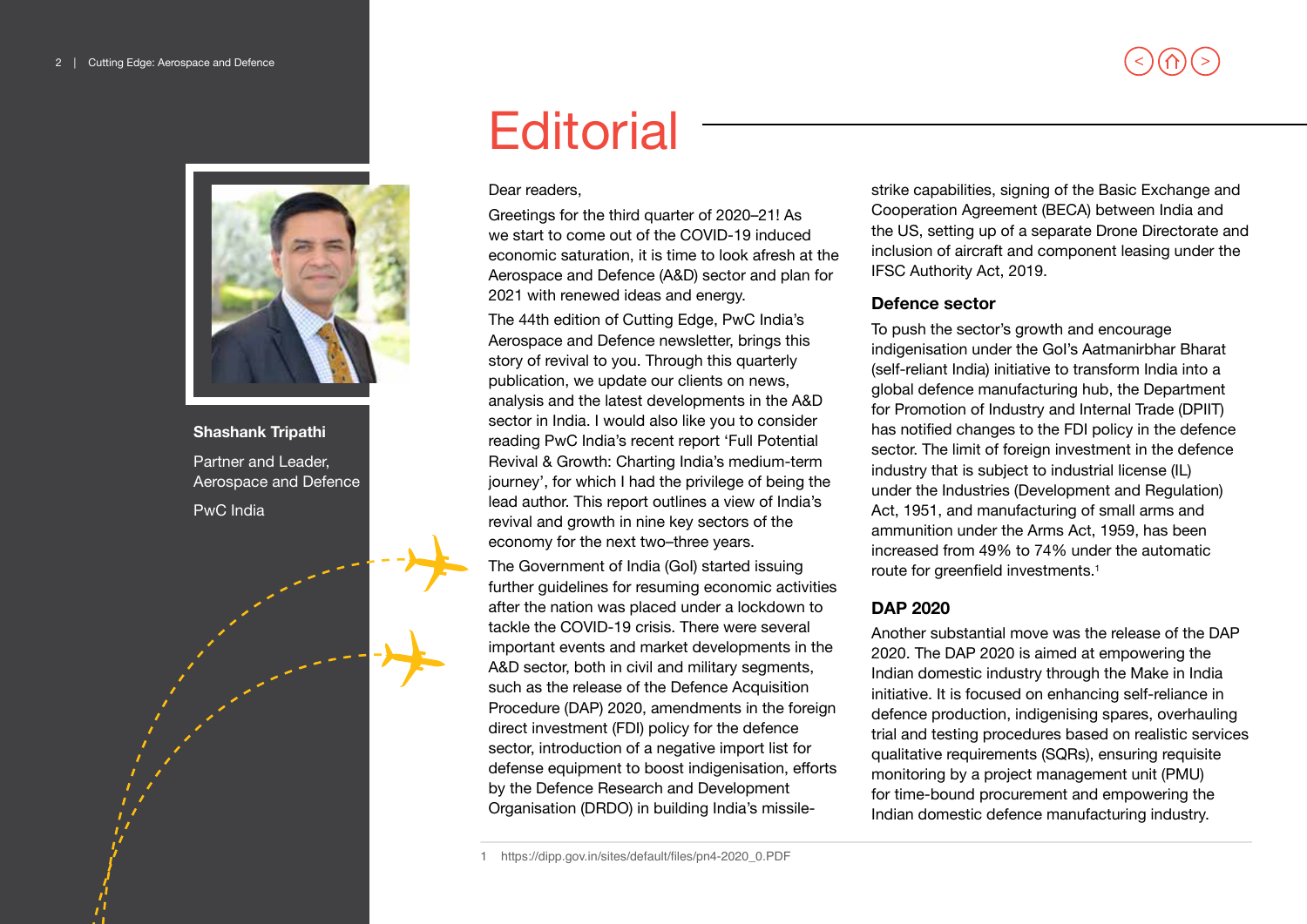# Editorial

**Shashank Tripathi**

Partner and Leader, Aerospace and Defence

PwC India

Dear readers,

Greetings for the third quarter of 2020–21! As we start to come out of the COVID-19 induced economic saturation, it is time to look afresh at the Aerospace and Defence (A&D) sector and plan for 2021 with renewed ideas and energy.

The 44th edition of Cutting Edge, PwC India's Aerospace and Defence newsletter, brings this story of revival to you. Through this quarterly publication, we update our clients on news, analysis and the latest developments in the A&D sector in India. I would also like you to consider reading PwC India's recent report 'Full Potential Revival & Growth: Charting India's medium-term journey', for which I had the privilege of being the lead author. This report outlines a view of India's revival and growth in nine key sectors of the economy for the next two–three years.

The Government of India (GoI) started issuing further guidelines for resuming economic activities after the nation was placed under a lockdown to tackle the COVID-19 crisis. There were several important events and market developments in the A&D sector, both in civil and military segments, such as the release of the Defence Acquisition Procedure (DAP) 2020, amendments in the foreign direct investment (FDI) policy for the defence sector, introduction of a negative import list for defense equipment to boost indigenisation, efforts by the Defence Research and Development Organisation (DRDO) in building India's missile-strike capabilities, signing of the Basic Exchange and Cooperation Agreement (BECA) between India and the US, setting up of a separate Drone Directorate and inclusion of aircraft and component leasing under the IFSC Authority Act, 2019.

### Defence sector

To push the sector's growth and encourage indigenisation under the GoI's Aatmanirbhar Bharat (self-reliant India) initiative to transform India into a global defence manufacturing hub, the Department for Promotion of Industry and Internal Trade (DPIIT) has notified changes to the FDI policy in the defence sector. The limit of foreign investment in the defence industry that is subject to industrial license (IL) under the Industries (Development and Regulation) Act, 1951, and manufacturing of small arms and ammunition under the Arms Act, 1959, has been increased from 49% to 74% under the automatic route for greenfield investments.[1]

### DAP 2020

Another substantial move was the release of the DAP 2020. The DAP 2020 is aimed at empowering the Indian domestic industry through the Make in India initiative. It is focused on enhancing self-reliance in defence production, indigenising spares, overhauling trial and testing procedures based on realistic services qualitative requirements (SQRs), ensuring requisite monitoring by a project management unit (PMU) for time-bound procurement and empowering the Indian domestic defence manufacturing industry.

1 https://dipp.gov.in/sites/default/files/pn4-2020_0.PDF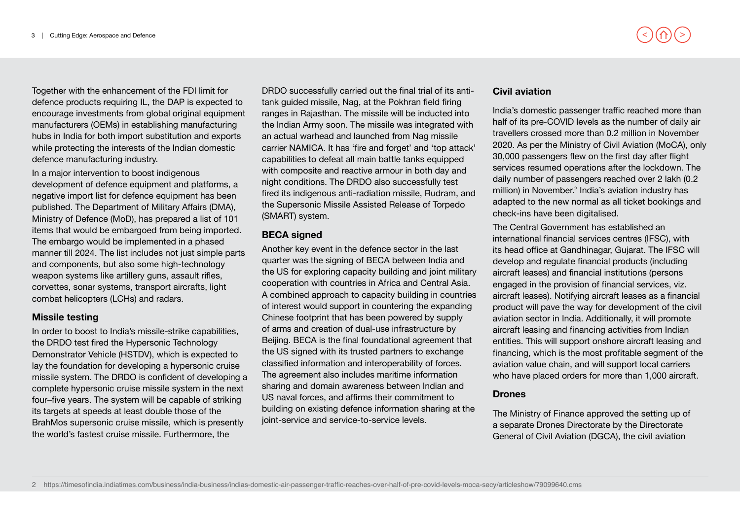Together with the enhancement of the FDI limit for defence products requiring IL, the DAP is expected to encourage investments from global original equipment manufacturers (OEMs) in establishing manufacturing hubs in India for both import substitution and exports while protecting the interests of the Indian domestic defence manufacturing industry.

In a major intervention to boost indigenous development of defence equipment and platforms, a negative import list for defence equipment has been published. The Department of Military Affairs (DMA), Ministry of Defence (MoD), has prepared a list of 101 items that would be embargoed from being imported. The embargo would be implemented in a phased manner till 2024. The list includes not just simple parts and components, but also some high-technology weapon systems like artillery guns, assault rifles, corvettes, sonar systems, transport aircrafts, light combat helicopters (LCHs) and radars.

### Missile testing

In order to boost to India's missile-strike capabilities, the DRDO test fired the Hypersonic Technology Demonstrator Vehicle (HSTDV), which is expected to lay the foundation for developing a hypersonic cruise missile system. The DRDO is confident of developing a complete hypersonic cruise missile system in the next four–five years. The system will be capable of striking its targets at speeds at least double those of the BrahMos supersonic cruise missile, which is presently the world's fastest cruise missile. Furthermore, the DRDO successfully carried out the final trial of its anti-tank guided missile, Nag, at the Pokhran field firing ranges in Rajasthan. The missile will be inducted into the Indian Army soon. The missile was integrated with an actual warhead and launched from Nag missile carrier NAMICA. It has 'fire and forget' and 'top attack' capabilities to defeat all main battle tanks equipped with composite and reactive armour in both day and night conditions. The DRDO also successfully test fired its indigenous anti-radiation missile, Rudram, and the Supersonic Missile Assisted Release of Torpedo (SMART) system.

### BECA signed

Another key event in the defence sector in the last quarter was the signing of BECA between India and the US for exploring capacity building and joint military cooperation with countries in Africa and Central Asia. A combined approach to capacity building in countries of interest would support in countering the expanding Chinese footprint that has been powered by supply of arms and creation of dual-use infrastructure by Beijing. BECA is the final foundational agreement that the US signed with its trusted partners to exchange classified information and interoperability of forces. The agreement also includes maritime information sharing and domain awareness between Indian and US naval forces, and affirms their commitment to building on existing defence information sharing at the joint-service and service-to-service levels.

### Civil aviation

India's domestic passenger traffic reached more than half of its pre-COVID levels as the number of daily air travellers crossed more than 0.2 million in November 2020. As per the Ministry of Civil Aviation (MoCA), only 30,000 passengers flew on the first day after flight services resumed operations after the lockdown. The daily number of passengers reached over 2 lakh (0.2 million) in November.[2] India's aviation industry has adapted to the new normal as all ticket bookings and check-ins have been digitalised.

The Central Government has established an international financial services centres (IFSC), with its head office at Gandhinagar, Gujarat. The IFSC will develop and regulate financial products (including aircraft leases) and financial institutions (persons engaged in the provision of financial services, viz. aircraft leases). Notifying aircraft leases as a financial product will pave the way for development of the civil aviation sector in India. Additionally, it will promote aircraft leasing and financing activities from Indian entities. This will support onshore aircraft leasing and financing, which is the most profitable segment of the aviation value chain, and will support local carriers who have placed orders for more than 1,000 aircraft.

### Drones

The Ministry of Finance approved the setting up of a separate Drones Directorate by the Directorate General of Civil Aviation (DGCA), the civil aviation

2 https://timesofindia.indiatimes.com/business/india-business/indias-domestic-air-passenger-traffic-reaches-over-half-of-pre-covid-levels-moca-secy/articleshow/79099640.cms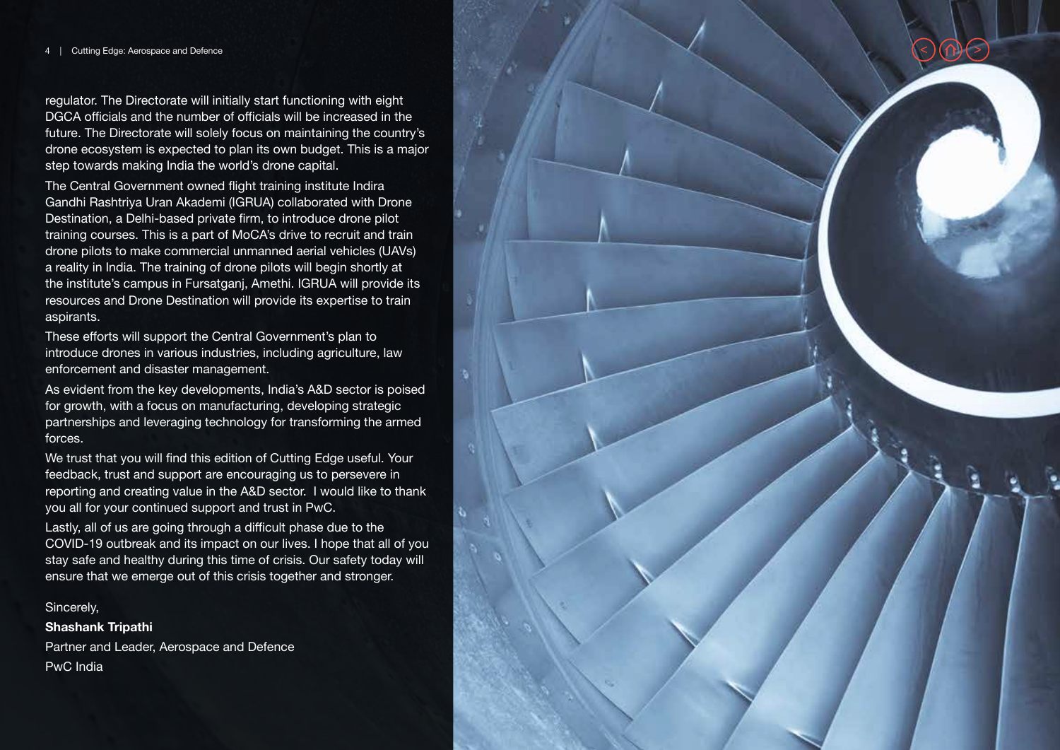regulator. The Directorate will initially start functioning with eight DGCA officials and the number of officials will be increased in the future. The Directorate will solely focus on maintaining the country's drone ecosystem is expected to plan its own budget. This is a major step towards making India the world's drone capital.

The Central Government owned flight training institute Indira Gandhi Rashtriya Uran Akademi (IGRUA) collaborated with Drone Destination, a Delhi-based private firm, to introduce drone pilot training courses. This is a part of MoCA's drive to recruit and train drone pilots to make commercial unmanned aerial vehicles (UAVs) a reality in India. The training of drone pilots will begin shortly at the institute's campus in Fursatganj, Amethi. IGRUA will provide its resources and Drone Destination will provide its expertise to train aspirants.

These efforts will support the Central Government's plan to introduce drones in various industries, including agriculture, law enforcement and disaster management.

As evident from the key developments, India's A&D sector is poised for growth, with a focus on manufacturing, developing strategic partnerships and leveraging technology for transforming the armed forces.

We trust that you will find this edition of Cutting Edge useful. Your feedback, trust and support are encouraging us to persevere in reporting and creating value in the A&D sector. I would like to thank you all for your continued support and trust in PwC.

Lastly, all of us are going through a difficult phase due to the COVID-19 outbreak and its impact on our lives. I hope that all of you stay safe and healthy during this time of crisis. Our safety today will ensure that we emerge out of this crisis together and stronger.

Sincerely,

**Shashank Tripathi**

Partner and Leader, Aerospace and Defence

PwC India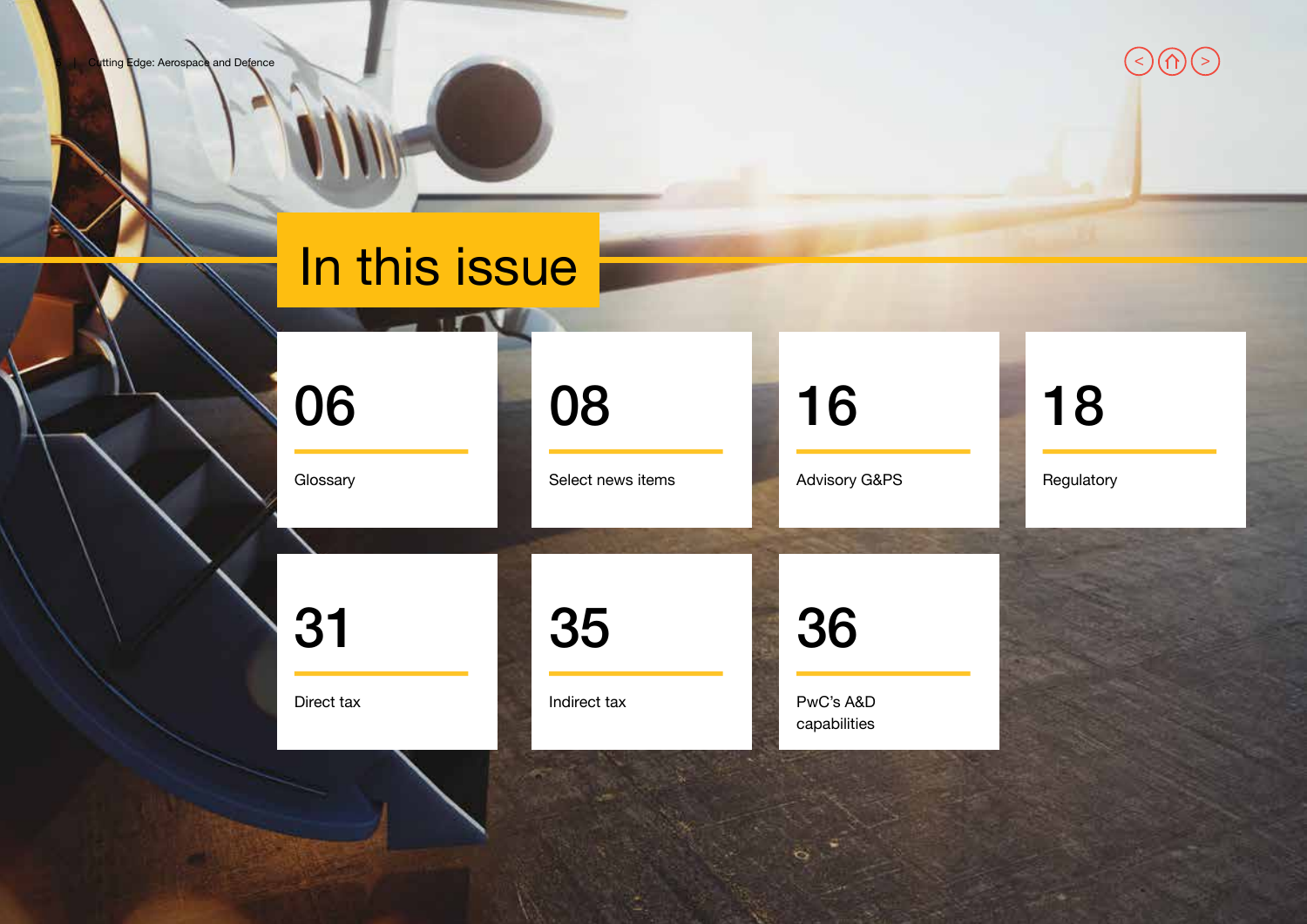# In this issue

| Page | Section |
|---|---|
| 06 | Glossary |
| 08 | Select news items |
| 16 | Advisory G&PS |
| 18 | Regulatory |
| 31 | Direct tax |
| 35 | Indirect tax |
| 36 | PwC's A&D capabilities |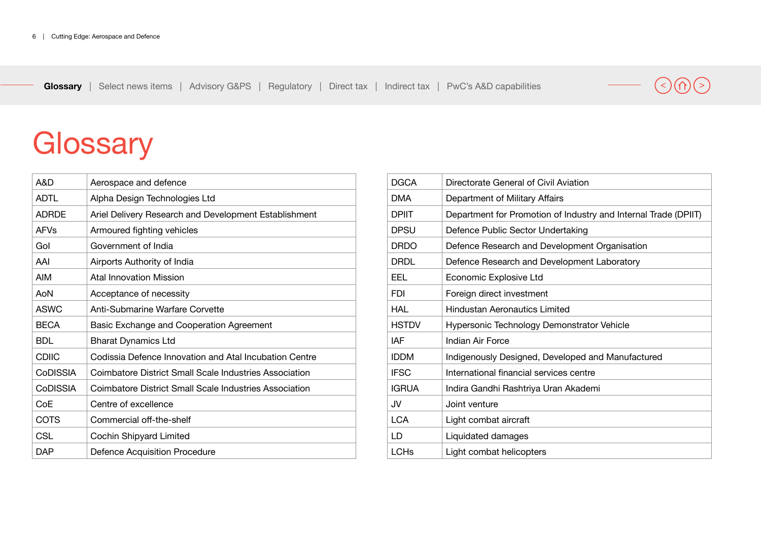Glossary | Select news items | Advisory G&PS | Regulatory | Direct tax | Indirect tax | PwC's A&D capabilities

# Glossary

| | |
|---|---|
| A&D | Aerospace and defence |
| ADTL | Alpha Design Technologies Ltd |
| ADRDE | Ariel Delivery Research and Development Establishment |
| AFVs | Armoured fighting vehicles |
| GoI | Government of India |
| AAI | Airports Authority of India |
| AIM | Atal Innovation Mission |
| AoN | Acceptance of necessity |
| ASWC | Anti-Submarine Warfare Corvette |
| BECA | Basic Exchange and Cooperation Agreement |
| BDL | Bharat Dynamics Ltd |
| CDIIC | Codissia Defence Innovation and Atal Incubation Centre |
| CoDISSIA | Coimbatore District Small Scale Industries Association |
| CoDISSIA | Coimbatore District Small Scale Industries Association |
| CoE | Centre of excellence |
| COTS | Commercial off-the-shelf |
| CSL | Cochin Shipyard Limited |
| DAP | Defence Acquisition Procedure |

| | |
|---|---|
| DGCA | Directorate General of Civil Aviation |
| DMA | Department of Military Affairs |
| DPIIT | Department for Promotion of Industry and Internal Trade (DPIIT) |
| DPSU | Defence Public Sector Undertaking |
| DRDO | Defence Research and Development Organisation |
| DRDL | Defence Research and Development Laboratory |
| EEL | Economic Explosive Ltd |
| FDI | Foreign direct investment |
| HAL | Hindustan Aeronautics Limited |
| HSTDV | Hypersonic Technology Demonstrator Vehicle |
| IAF | Indian Air Force |
| IDDM | Indigenously Designed, Developed and Manufactured |
| IFSC | International financial services centre |
| IGRUA | Indira Gandhi Rashtriya Uran Akademi |
| JV | Joint venture |
| LCA | Light combat aircraft |
| LD | Liquidated damages |
| LCHs | Light combat helicopters |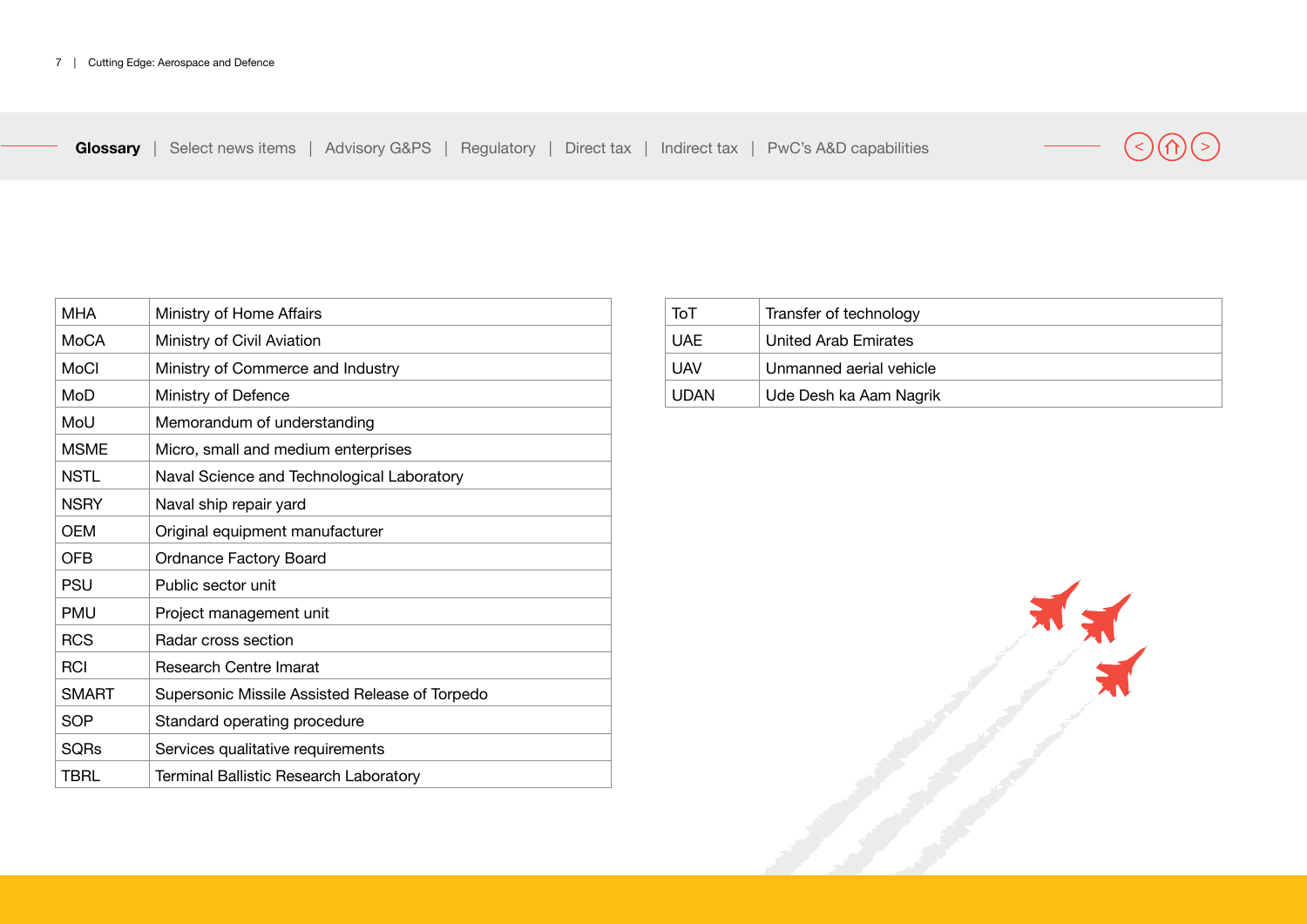| | |
|---|---|
| MHA | Ministry of Home Affairs |
| MoCA | Ministry of Civil Aviation |
| MoCI | Ministry of Commerce and Industry |
| MoD | Ministry of Defence |
| MoU | Memorandum of understanding |
| MSME | Micro, small and medium enterprises |
| NSTL | Naval Science and Technological Laboratory |
| NSRY | Naval ship repair yard |
| OEM | Original equipment manufacturer |
| OFB | Ordnance Factory Board |
| PSU | Public sector unit |
| PMU | Project management unit |
| RCS | Radar cross section |
| RCI | Research Centre Imarat |
| SMART | Supersonic Missile Assisted Release of Torpedo |
| SOP | Standard operating procedure |
| SQRs | Services qualitative requirements |
| TBRL | Terminal Ballistic Research Laboratory |
| ToT | Transfer of technology |
| UAE | United Arab Emirates |
| UAV | Unmanned aerial vehicle |
| UDAN | Ude Desh ka Aam Nagrik |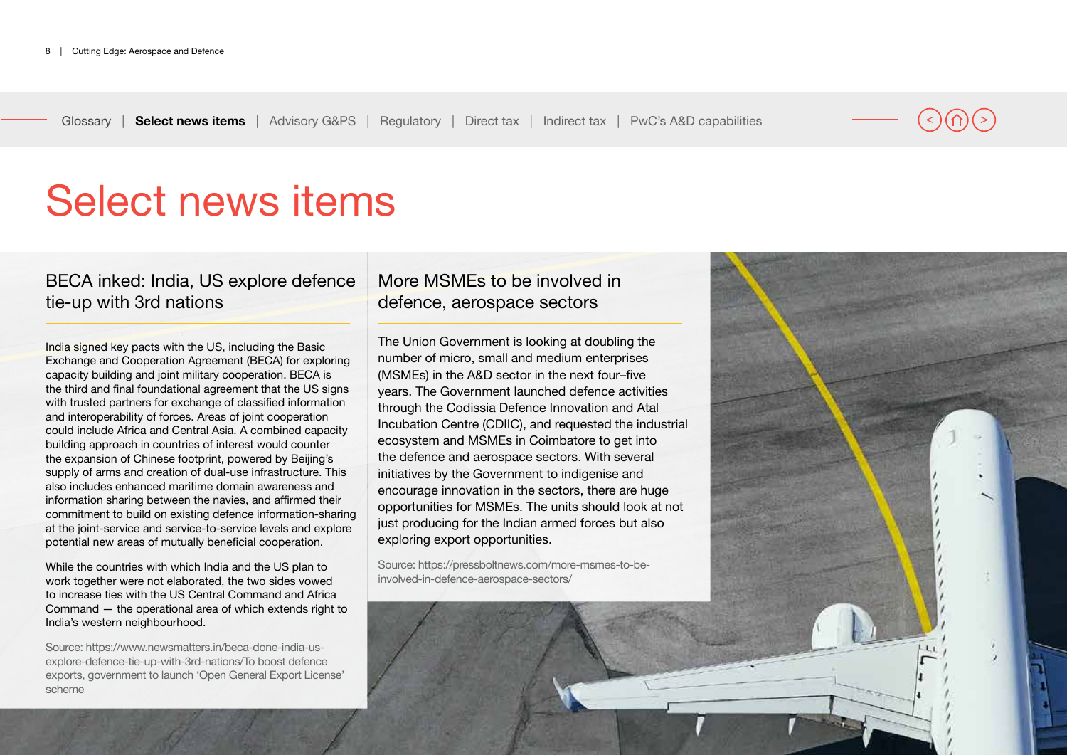# Select news items

## BECA inked: India, US explore defence tie-up with 3rd nations

India signed key pacts with the US, including the Basic Exchange and Cooperation Agreement (BECA) for exploring capacity building and joint military cooperation. BECA is the third and final foundational agreement that the US signs with trusted partners for exchange of classified information and interoperability of forces. Areas of joint cooperation could include Africa and Central Asia. A combined capacity building approach in countries of interest would counter the expansion of Chinese footprint, powered by Beijing's supply of arms and creation of dual-use infrastructure. This also includes enhanced maritime domain awareness and information sharing between the navies, and affirmed their commitment to build on existing defence information-sharing at the joint-service and service-to-service levels and explore potential new areas of mutually beneficial cooperation.

While the countries with which India and the US plan to work together were not elaborated, the two sides vowed to increase ties with the US Central Command and Africa Command — the operational area of which extends right to India's western neighbourhood.

Source: https://www.newsmatters.in/beca-done-india-us-explore-defence-tie-up-with-3rd-nations/To boost defence exports, government to launch 'Open General Export License' scheme

## More MSMEs to be involved in defence, aerospace sectors

The Union Government is looking at doubling the number of micro, small and medium enterprises (MSMEs) in the A&D sector in the next four–five years. The Government launched defence activities through the Codissia Defence Innovation and Atal Incubation Centre (CDIIC), and requested the industrial ecosystem and MSMEs in Coimbatore to get into the defence and aerospace sectors. With several initiatives by the Government to indigenise and encourage innovation in the sectors, there are huge opportunities for MSMEs. The units should look at not just producing for the Indian armed forces but also exploring export opportunities.

Source: https://pressboltnews.com/more-msmes-to-be-involved-in-defence-aerospace-sectors/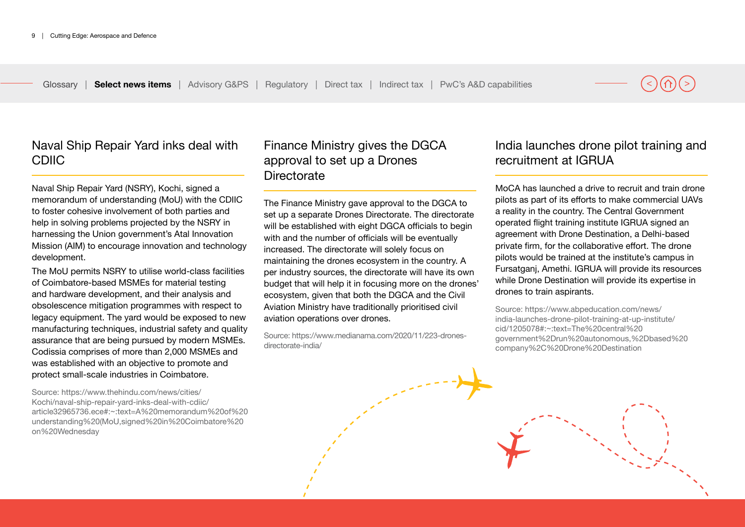## Naval Ship Repair Yard inks deal with CDIIC

Naval Ship Repair Yard (NSRY), Kochi, signed a memorandum of understanding (MoU) with the CDIIC to foster cohesive involvement of both parties and help in solving problems projected by the NSRY in harnessing the Union government's Atal Innovation Mission (AIM) to encourage innovation and technology development.

The MoU permits NSRY to utilise world-class facilities of Coimbatore-based MSMEs for material testing and hardware development, and their analysis and obsolescence mitigation programmes with respect to legacy equipment. The yard would be exposed to new manufacturing techniques, industrial safety and quality assurance that are being pursued by modern MSMEs. Codissia comprises of more than 2,000 MSMEs and was established with an objective to promote and protect small-scale industries in Coimbatore.

Source: https://www.thehindu.com/news/cities/Kochi/naval-ship-repair-yard-inks-deal-with-cdiic/article32965736.ece#:~:text=A%20memorandum%20of%20understanding%20(MoU,signed%20in%20Coimbatore%20on%20Wednesday

## Finance Ministry gives the DGCA approval to set up a Drones Directorate

The Finance Ministry gave approval to the DGCA to set up a separate Drones Directorate. The directorate will be established with eight DGCA officials to begin with and the number of officials will be eventually increased. The directorate will solely focus on maintaining the drones ecosystem in the country. A per industry sources, the directorate will have its own budget that will help it in focusing more on the drones' ecosystem, given that both the DGCA and the Civil Aviation Ministry have traditionally prioritised civil aviation operations over drones.

Source: https://www.medianama.com/2020/11/223-drones-directorate-india/

## India launches drone pilot training and recruitment at IGRUA

MoCA has launched a drive to recruit and train drone pilots as part of its efforts to make commercial UAVs a reality in the country. The Central Government operated flight training institute IGRUA signed an agreement with Drone Destination, a Delhi-based private firm, for the collaborative effort. The drone pilots would be trained at the institute's campus in Fursatganj, Amethi. IGRUA will provide its resources while Drone Destination will provide its expertise in drones to train aspirants.

Source: https://www.abpeducation.com/news/india-launches-drone-pilot-training-at-up-institute/cid/1205078#:~:text=The%20central%20government%2Drun%20autonomous,%2Dbased%20company%2C%20Drone%20Destination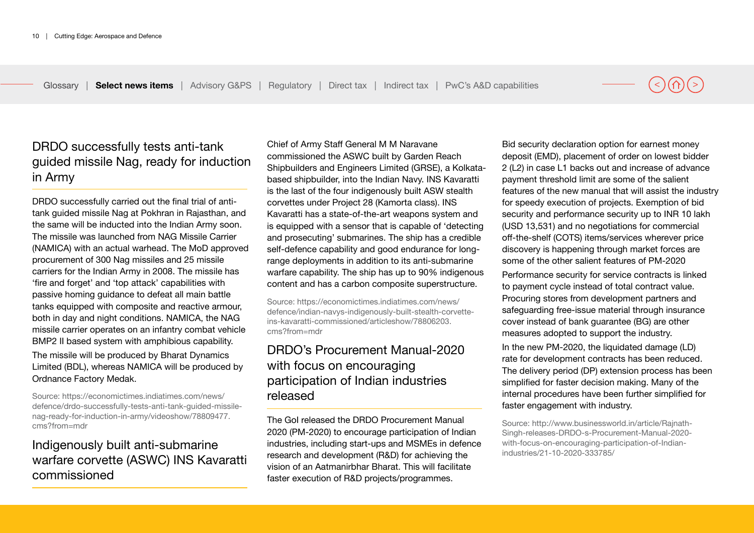## DRDO successfully tests anti-tank guided missile Nag, ready for induction in Army

DRDO successfully carried out the final trial of anti-tank guided missile Nag at Pokhran in Rajasthan, and the same will be inducted into the Indian Army soon. The missile was launched from NAG Missile Carrier (NAMICA) with an actual warhead. The MoD approved procurement of 300 Nag missiles and 25 missile carriers for the Indian Army in 2008. The missile has 'fire and forget' and 'top attack' capabilities with passive homing guidance to defeat all main battle tanks equipped with composite and reactive armour, both in day and night conditions. NAMICA, the NAG missile carrier operates on an infantry combat vehicle BMP2 II based system with amphibious capability.

The missile will be produced by Bharat Dynamics Limited (BDL), whereas NAMICA will be produced by Ordnance Factory Medak.

Source: https://economictimes.indiatimes.com/news/defence/drdo-successfully-tests-anti-tank-guided-missile-nag-ready-for-induction-in-army/videoshow/78809477.cms?from=mdr

## Indigenously built anti-submarine warfare corvette (ASWC) INS Kavaratti commissioned

Chief of Army Staff General M M Naravane commissioned the ASWC built by Garden Reach Shipbuilders and Engineers Limited (GRSE), a Kolkata-based shipbuilder, into the Indian Navy. INS Kavaratti is the last of the four indigenously built ASW stealth corvettes under Project 28 (Kamorta class). INS Kavaratti has a state-of-the-art weapons system and is equipped with a sensor that is capable of 'detecting and prosecuting' submarines. The ship has a credible self-defence capability and good endurance for long-range deployments in addition to its anti-submarine warfare capability. The ship has up to 90% indigenous content and has a carbon composite superstructure.

Source: https://economictimes.indiatimes.com/news/defence/indian-navys-indigenously-built-stealth-corvette-ins-kavaratti-commissioned/articleshow/78806203.cms?from=mdr

## DRDO's Procurement Manual-2020 with focus on encouraging participation of Indian industries released

The GoI released the DRDO Procurement Manual 2020 (PM-2020) to encourage participation of Indian industries, including start-ups and MSMEs in defence research and development (R&D) for achieving the vision of an Aatmanirbhar Bharat. This will facilitate faster execution of R&D projects/programmes.

Bid security declaration option for earnest money deposit (EMD), placement of order on lowest bidder 2 (L2) in case L1 backs out and increase of advance payment threshold limit are some of the salient features of the new manual that will assist the industry for speedy execution of projects. Exemption of bid security and performance security up to INR 10 lakh (USD 13,531) and no negotiations for commercial off-the-shelf (COTS) items/services wherever price discovery is happening through market forces are some of the other salient features of PM-2020

Performance security for service contracts is linked to payment cycle instead of total contract value. Procuring stores from development partners and safeguarding free-issue material through insurance cover instead of bank guarantee (BG) are other measures adopted to support the industry.

In the new PM-2020, the liquidated damage (LD) rate for development contracts has been reduced. The delivery period (DP) extension process has been simplified for faster decision making. Many of the internal procedures have been further simplified for faster engagement with industry.

Source: http://www.businessworld.in/article/Rajnath-Singh-releases-DRDO-s-Procurement-Manual-2020-with-focus-on-encouraging-participation-of-Indian-industries/21-10-2020-333785/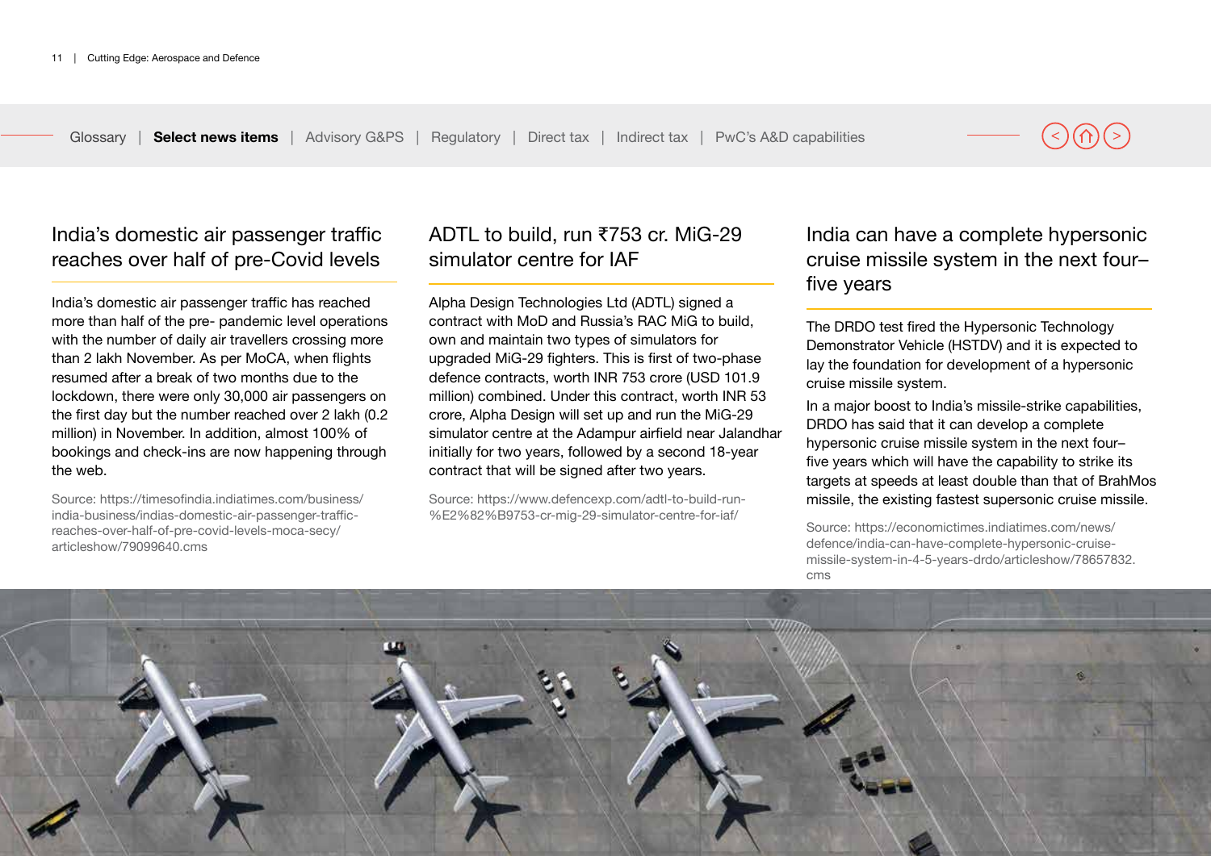## India's domestic air passenger traffic reaches over half of pre-Covid levels

India's domestic air passenger traffic has reached more than half of the pre- pandemic level operations with the number of daily air travellers crossing more than 2 lakh November. As per MoCA, when flights resumed after a break of two months due to the lockdown, there were only 30,000 air passengers on the first day but the number reached over 2 lakh (0.2 million) in November. In addition, almost 100% of bookings and check-ins are now happening through the web.

Source: https://timesofindia.indiatimes.com/business/india-business/indias-domestic-air-passenger-traffic-reaches-over-half-of-pre-covid-levels-moca-secy/articleshow/79099640.cms

## ADTL to build, run ₹753 cr. MiG-29 simulator centre for IAF

Alpha Design Technologies Ltd (ADTL) signed a contract with MoD and Russia's RAC MiG to build, own and maintain two types of simulators for upgraded MiG-29 fighters. This is first of two-phase defence contracts, worth INR 753 crore (USD 101.9 million) combined. Under this contract, worth INR 53 crore, Alpha Design will set up and run the MiG-29 simulator centre at the Adampur airfield near Jalandhar initially for two years, followed by a second 18-year contract that will be signed after two years.

Source: https://www.defencexp.com/adtl-to-build-run-%E2%82%B9753-cr-mig-29-simulator-centre-for-iaf/

## India can have a complete hypersonic cruise missile system in the next four–five years

The DRDO test fired the Hypersonic Technology Demonstrator Vehicle (HSTDV) and it is expected to lay the foundation for development of a hypersonic cruise missile system.

In a major boost to India's missile-strike capabilities, DRDO has said that it can develop a complete hypersonic cruise missile system in the next four–five years which will have the capability to strike its targets at speeds at least double than that of BrahMos missile, the existing fastest supersonic cruise missile.

Source: https://economictimes.indiatimes.com/news/defence/india-can-have-complete-hypersonic-cruise-missile-system-in-4-5-years-drdo/articleshow/78657832.cms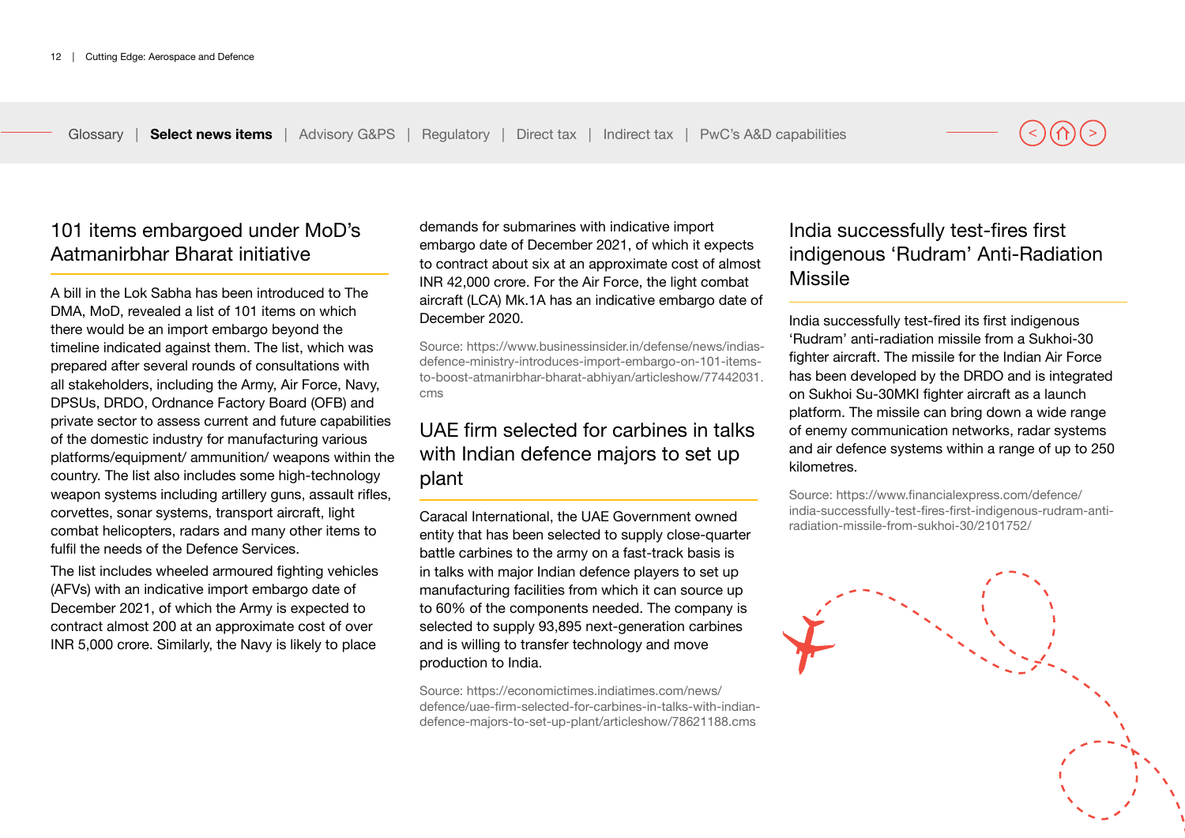## 101 items embargoed under MoD's Aatmanirbhar Bharat initiative

A bill in the Lok Sabha has been introduced to The DMA, MoD, revealed a list of 101 items on which there would be an import embargo beyond the timeline indicated against them. The list, which was prepared after several rounds of consultations with all stakeholders, including the Army, Air Force, Navy, DPSUs, DRDO, Ordnance Factory Board (OFB) and private sector to assess current and future capabilities of the domestic industry for manufacturing various platforms/equipment/ ammunition/ weapons within the country. The list also includes some high-technology weapon systems including artillery guns, assault rifles, corvettes, sonar systems, transport aircraft, light combat helicopters, radars and many other items to fulfil the needs of the Defence Services.

The list includes wheeled armoured fighting vehicles (AFVs) with an indicative import embargo date of December 2021, of which the Army is expected to contract almost 200 at an approximate cost of over INR 5,000 crore. Similarly, the Navy is likely to place demands for submarines with indicative import embargo date of December 2021, of which it expects to contract about six at an approximate cost of almost INR 42,000 crore. For the Air Force, the light combat aircraft (LCA) Mk.1A has an indicative embargo date of December 2020.

Source: https://www.businessinsider.in/defense/news/indias-defence-ministry-introduces-import-embargo-on-101-items-to-boost-atmanirbhar-bharat-abhiyan/articleshow/77442031.cms

## UAE firm selected for carbines in talks with Indian defence majors to set up plant

Caracal International, the UAE Government owned entity that has been selected to supply close-quarter battle carbines to the army on a fast-track basis is in talks with major Indian defence players to set up manufacturing facilities from which it can source up to 60% of the components needed. The company is selected to supply 93,895 next-generation carbines and is willing to transfer technology and move production to India.

Source: https://economictimes.indiatimes.com/news/defence/uae-firm-selected-for-carbines-in-talks-with-indian-defence-majors-to-set-up-plant/articleshow/78621188.cms

## India successfully test-fires first indigenous 'Rudram' Anti-Radiation Missile

India successfully test-fired its first indigenous 'Rudram' anti-radiation missile from a Sukhoi-30 fighter aircraft. The missile for the Indian Air Force has been developed by the DRDO and is integrated on Sukhoi Su-30MKI fighter aircraft as a launch platform. The missile can bring down a wide range of enemy communication networks, radar systems and air defence systems within a range of up to 250 kilometres.

Source: https://www.financialexpress.com/defence/india-successfully-test-fires-first-indigenous-rudram-anti-radiation-missile-from-sukhoi-30/2101752/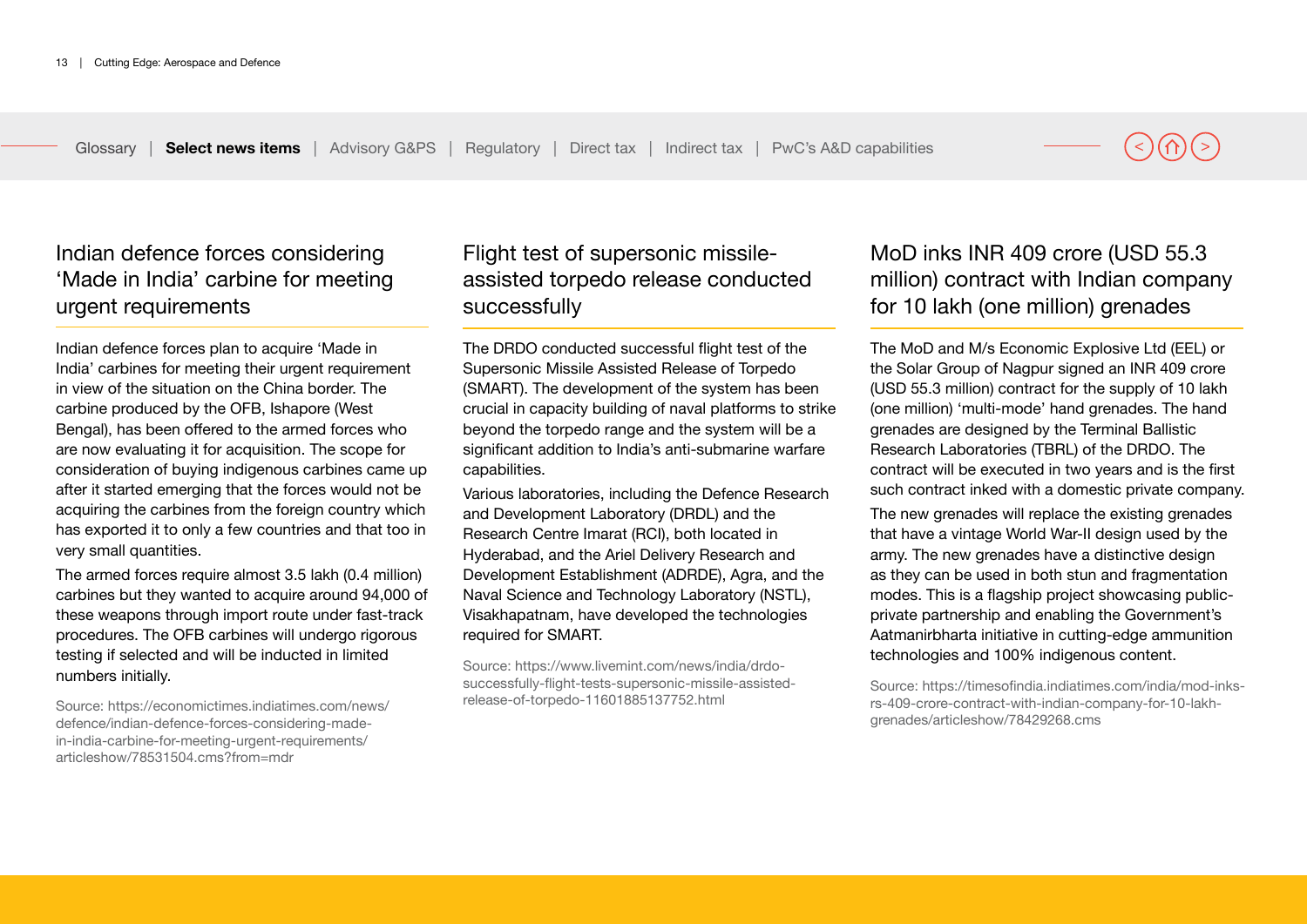## Indian defence forces considering 'Made in India' carbine for meeting urgent requirements

Indian defence forces plan to acquire 'Made in India' carbines for meeting their urgent requirement in view of the situation on the China border. The carbine produced by the OFB, Ishapore (West Bengal), has been offered to the armed forces who are now evaluating it for acquisition. The scope for consideration of buying indigenous carbines came up after it started emerging that the forces would not be acquiring the carbines from the foreign country which has exported it to only a few countries and that too in very small quantities.

The armed forces require almost 3.5 lakh (0.4 million) carbines but they wanted to acquire around 94,000 of these weapons through import route under fast-track procedures. The OFB carbines will undergo rigorous testing if selected and will be inducted in limited numbers initially.

Source: https://economictimes.indiatimes.com/news/defence/indian-defence-forces-considering-made-in-india-carbine-for-meeting-urgent-requirements/articleshow/78531504.cms?from=mdr

## Flight test of supersonic missile-assisted torpedo release conducted successfully

The DRDO conducted successful flight test of the Supersonic Missile Assisted Release of Torpedo (SMART). The development of the system has been crucial in capacity building of naval platforms to strike beyond the torpedo range and the system will be a significant addition to India's anti-submarine warfare capabilities.

Various laboratories, including the Defence Research and Development Laboratory (DRDL) and the Research Centre Imarat (RCI), both located in Hyderabad, and the Ariel Delivery Research and Development Establishment (ADRDE), Agra, and the Naval Science and Technology Laboratory (NSTL), Visakhapatnam, have developed the technologies required for SMART.

Source: https://www.livemint.com/news/india/drdo-successfully-flight-tests-supersonic-missile-assisted-release-of-torpedo-11601885137752.html

## MoD inks INR 409 crore (USD 55.3 million) contract with Indian company for 10 lakh (one million) grenades

The MoD and M/s Economic Explosive Ltd (EEL) or the Solar Group of Nagpur signed an INR 409 crore (USD 55.3 million) contract for the supply of 10 lakh (one million) 'multi-mode' hand grenades. The hand grenades are designed by the Terminal Ballistic Research Laboratories (TBRL) of the DRDO. The contract will be executed in two years and is the first such contract inked with a domestic private company.

The new grenades will replace the existing grenades that have a vintage World War-II design used by the army. The new grenades have a distinctive design as they can be used in both stun and fragmentation modes. This is a flagship project showcasing public-private partnership and enabling the Government's Aatmanirbharta initiative in cutting-edge ammunition technologies and 100% indigenous content.

Source: https://timesofindia.indiatimes.com/india/mod-inks-rs-409-crore-contract-with-indian-company-for-10-lakh-grenades/articleshow/78429268.cms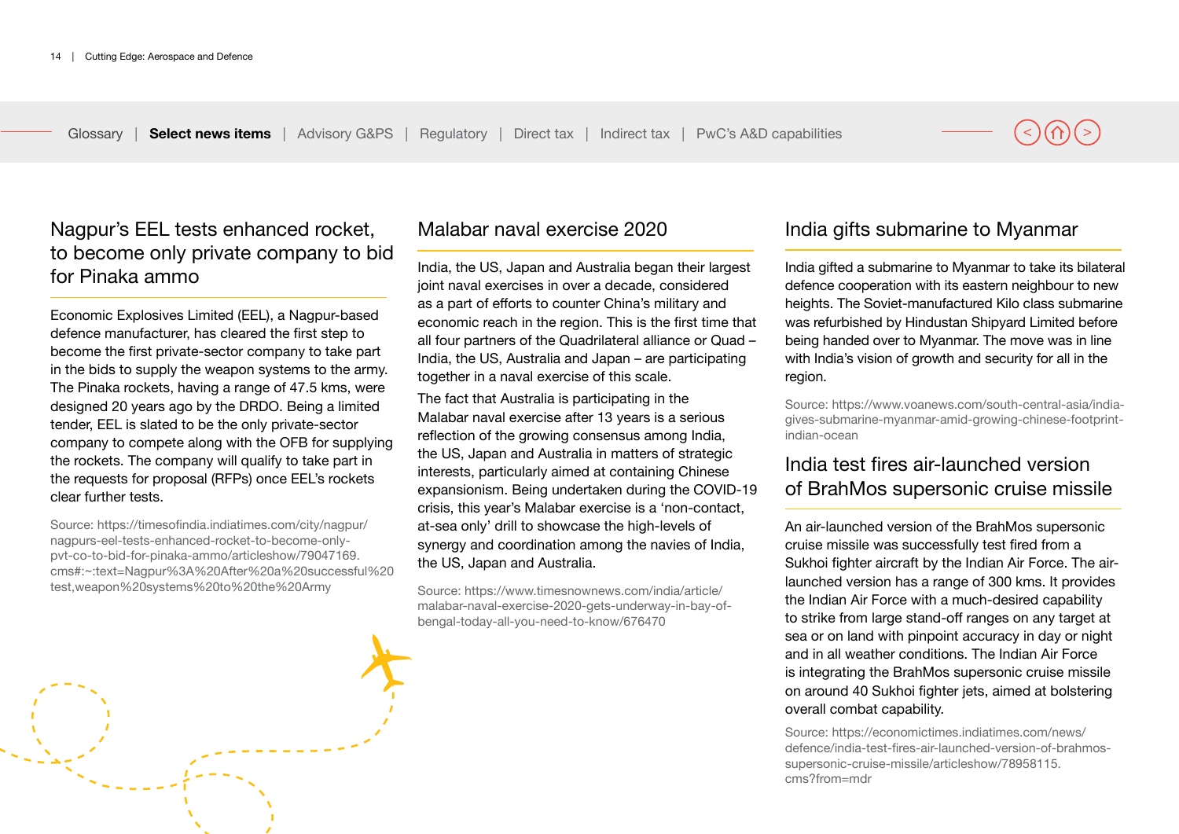## Nagpur's EEL tests enhanced rocket, to become only private company to bid for Pinaka ammo

Economic Explosives Limited (EEL), a Nagpur-based defence manufacturer, has cleared the first step to become the first private-sector company to take part in the bids to supply the weapon systems to the army. The Pinaka rockets, having a range of 47.5 kms, were designed 20 years ago by the DRDO. Being a limited tender, EEL is slated to be the only private-sector company to compete along with the OFB for supplying the rockets. The company will qualify to take part in the requests for proposal (RFPs) once EEL's rockets clear further tests.

Source: https://timesofindia.indiatimes.com/city/nagpur/nagpurs-eel-tests-enhanced-rocket-to-become-only-pvt-co-to-bid-for-pinaka-ammo/articleshow/79047169.cms#:~:text=Nagpur%3A%20After%20a%20successful%20test,weapon%20systems%20to%20the%20Army

## Malabar naval exercise 2020

India, the US, Japan and Australia began their largest joint naval exercises in over a decade, considered as a part of efforts to counter China's military and economic reach in the region. This is the first time that all four partners of the Quadrilateral alliance or Quad – India, the US, Australia and Japan – are participating together in a naval exercise of this scale.

The fact that Australia is participating in the Malabar naval exercise after 13 years is a serious reflection of the growing consensus among India, the US, Japan and Australia in matters of strategic interests, particularly aimed at containing Chinese expansionism. Being undertaken during the COVID-19 crisis, this year's Malabar exercise is a 'non-contact, at-sea only' drill to showcase the high-levels of synergy and coordination among the navies of India, the US, Japan and Australia.

Source: https://www.timesnownews.com/india/article/malabar-naval-exercise-2020-gets-underway-in-bay-of-bengal-today-all-you-need-to-know/676470

## India gifts submarine to Myanmar

India gifted a submarine to Myanmar to take its bilateral defence cooperation with its eastern neighbour to new heights. The Soviet-manufactured Kilo class submarine was refurbished by Hindustan Shipyard Limited before being handed over to Myanmar. The move was in line with India's vision of growth and security for all in the region.

Source: https://www.voanews.com/south-central-asia/india-gives-submarine-myanmar-amid-growing-chinese-footprint-indian-ocean

## India test fires air-launched version of BrahMos supersonic cruise missile

An air-launched version of the BrahMos supersonic cruise missile was successfully test fired from a Sukhoi fighter aircraft by the Indian Air Force. The air-launched version has a range of 300 kms. It provides the Indian Air Force with a much-desired capability to strike from large stand-off ranges on any target at sea or on land with pinpoint accuracy in day or night and in all weather conditions. The Indian Air Force is integrating the BrahMos supersonic cruise missile on around 40 Sukhoi fighter jets, aimed at bolstering overall combat capability.

Source: https://economictimes.indiatimes.com/news/defence/india-test-fires-air-launched-version-of-brahmos-supersonic-cruise-missile/articleshow/78958115.cms?from=mdr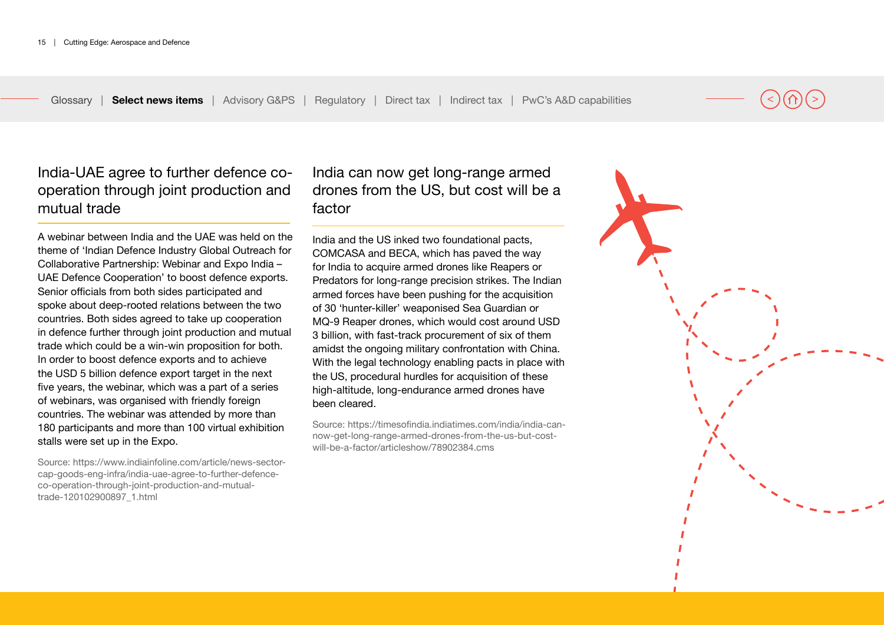## India-UAE agree to further defence co-operation through joint production and mutual trade

A webinar between India and the UAE was held on the theme of 'Indian Defence Industry Global Outreach for Collaborative Partnership: Webinar and Expo India – UAE Defence Cooperation' to boost defence exports. Senior officials from both sides participated and spoke about deep-rooted relations between the two countries. Both sides agreed to take up cooperation in defence further through joint production and mutual trade which could be a win-win proposition for both. In order to boost defence exports and to achieve the USD 5 billion defence export target in the next five years, the webinar, which was a part of a series of webinars, was organised with friendly foreign countries. The webinar was attended by more than 180 participants and more than 100 virtual exhibition stalls were set up in the Expo.

Source: https://www.indiainfoline.com/article/news-sector-cap-goods-eng-infra/india-uae-agree-to-further-defence-co-operation-through-joint-production-and-mutual-trade-120102900897_1.html

## India can now get long-range armed drones from the US, but cost will be a factor

India and the US inked two foundational pacts, COMCASA and BECA, which has paved the way for India to acquire armed drones like Reapers or Predators for long-range precision strikes. The Indian armed forces have been pushing for the acquisition of 30 'hunter-killer' weaponised Sea Guardian or MQ-9 Reaper drones, which would cost around USD 3 billion, with fast-track procurement of six of them amidst the ongoing military confrontation with China. With the legal technology enabling pacts in place with the US, procedural hurdles for acquisition of these high-altitude, long-endurance armed drones have been cleared.

Source: https://timesofindia.indiatimes.com/india/india-can-now-get-long-range-armed-drones-from-the-us-but-cost-will-be-a-factor/articleshow/78902384.cms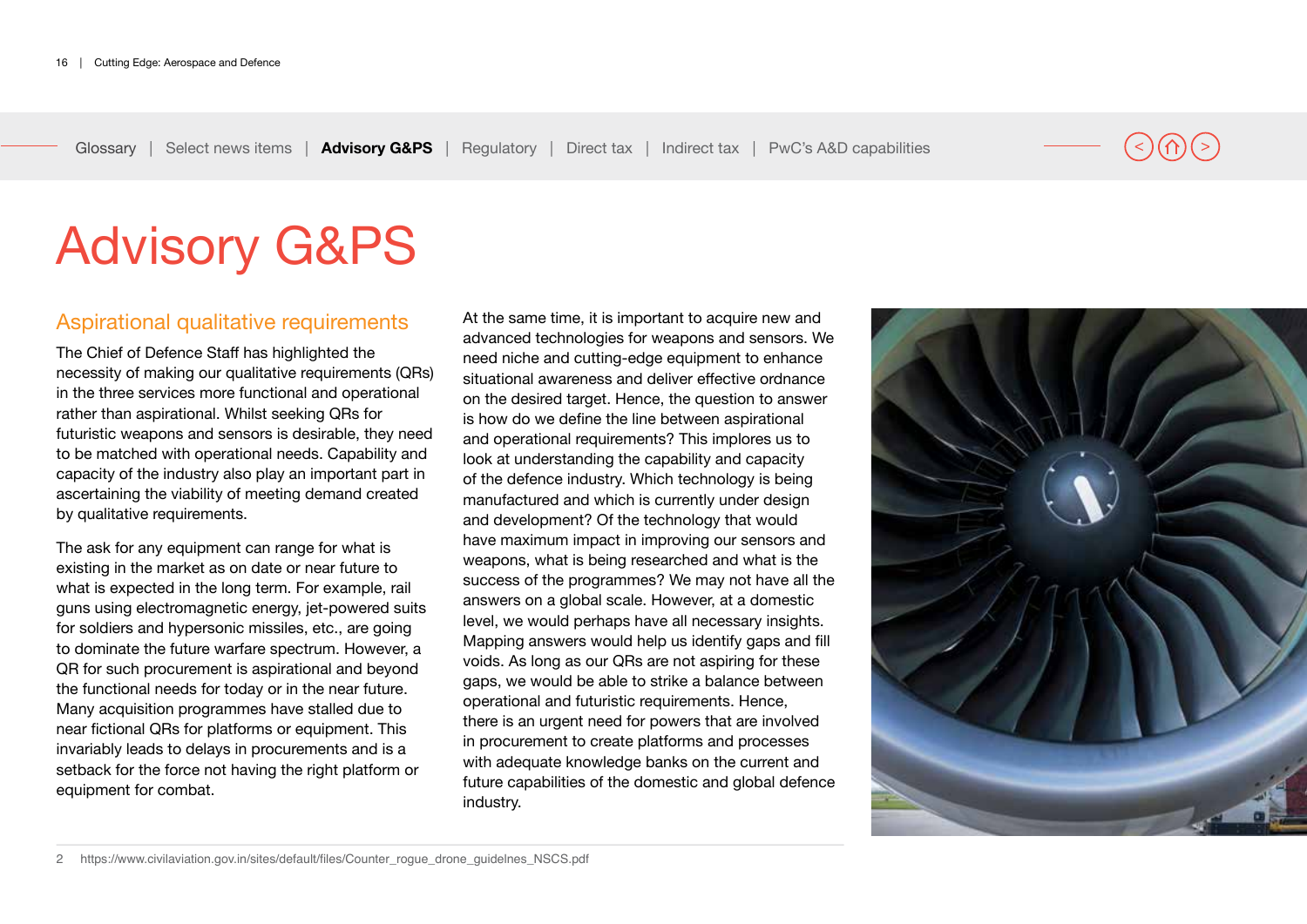# Advisory G&PS

## Aspirational qualitative requirements

The Chief of Defence Staff has highlighted the necessity of making our qualitative requirements (QRs) in the three services more functional and operational rather than aspirational. Whilst seeking QRs for futuristic weapons and sensors is desirable, they need to be matched with operational needs. Capability and capacity of the industry also play an important part in ascertaining the viability of meeting demand created by qualitative requirements.

The ask for any equipment can range for what is existing in the market as on date or near future to what is expected in the long term. For example, rail guns using electromagnetic energy, jet-powered suits for soldiers and hypersonic missiles, etc., are going to dominate the future warfare spectrum. However, a QR for such procurement is aspirational and beyond the functional needs for today or in the near future. Many acquisition programmes have stalled due to near fictional QRs for platforms or equipment. This invariably leads to delays in procurements and is a setback for the force not having the right platform or equipment for combat.

At the same time, it is important to acquire new and advanced technologies for weapons and sensors. We need niche and cutting-edge equipment to enhance situational awareness and deliver effective ordnance on the desired target. Hence, the question to answer is how do we define the line between aspirational and operational requirements? This implores us to look at understanding the capability and capacity of the defence industry. Which technology is being manufactured and which is currently under design and development? Of the technology that would have maximum impact in improving our sensors and weapons, what is being researched and what is the success of the programmes? We may not have all the answers on a global scale. However, at a domestic level, we would perhaps have all necessary insights. Mapping answers would help us identify gaps and fill voids. As long as our QRs are not aspiring for these gaps, we would be able to strike a balance between operational and futuristic requirements. Hence, there is an urgent need for powers that are involved in procurement to create platforms and processes with adequate knowledge banks on the current and future capabilities of the domestic and global defence industry.

2 https://www.civilaviation.gov.in/sites/default/files/Counter_rogue_drone_guidelnes_NSCS.pdf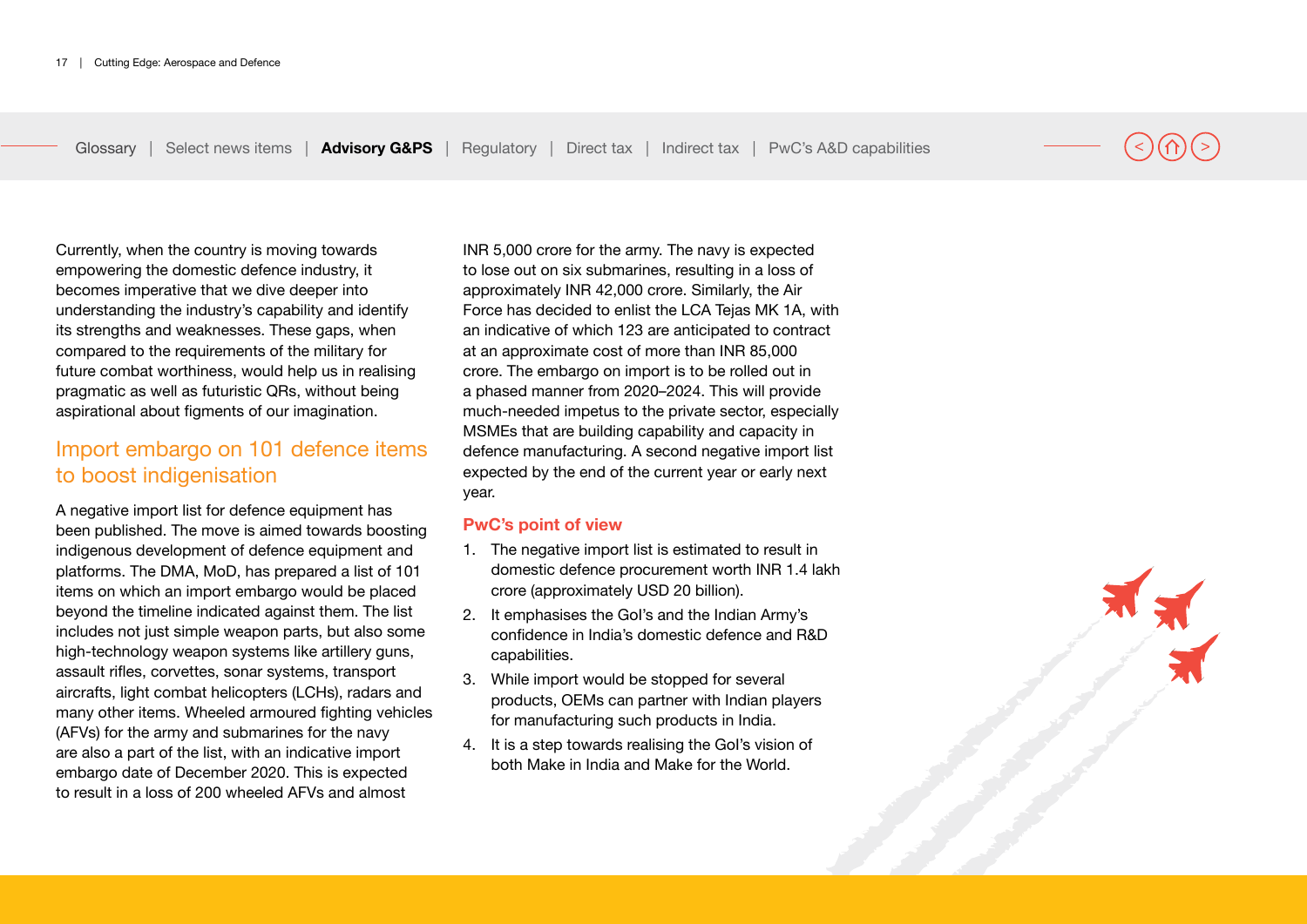Currently, when the country is moving towards empowering the domestic defence industry, it becomes imperative that we dive deeper into understanding the industry's capability and identify its strengths and weaknesses. These gaps, when compared to the requirements of the military for future combat worthiness, would help us in realising pragmatic as well as futuristic QRs, without being aspirational about figments of our imagination.

## Import embargo on 101 defence items to boost indigenisation

A negative import list for defence equipment has been published. The move is aimed towards boosting indigenous development of defence equipment and platforms. The DMA, MoD, has prepared a list of 101 items on which an import embargo would be placed beyond the timeline indicated against them. The list includes not just simple weapon parts, but also some high-technology weapon systems like artillery guns, assault rifles, corvettes, sonar systems, transport aircrafts, light combat helicopters (LCHs), radars and many other items. Wheeled armoured fighting vehicles (AFVs) for the army and submarines for the navy are also a part of the list, with an indicative import embargo date of December 2020. This is expected to result in a loss of 200 wheeled AFVs and almost INR 5,000 crore for the army. The navy is expected to lose out on six submarines, resulting in a loss of approximately INR 42,000 crore. Similarly, the Air Force has decided to enlist the LCA Tejas MK 1A, with an indicative of which 123 are anticipated to contract at an approximate cost of more than INR 85,000 crore. The embargo on import is to be rolled out in a phased manner from 2020–2024. This will provide much-needed impetus to the private sector, especially MSMEs that are building capability and capacity in defence manufacturing. A second negative import list expected by the end of the current year or early next year.

### PwC's point of view

1. The negative import list is estimated to result in domestic defence procurement worth INR 1.4 lakh crore (approximately USD 20 billion).
2. It emphasises the GoI's and the Indian Army's confidence in India's domestic defence and R&D capabilities.
3. While import would be stopped for several products, OEMs can partner with Indian players for manufacturing such products in India.
4. It is a step towards realising the GoI's vision of both Make in India and Make for the World.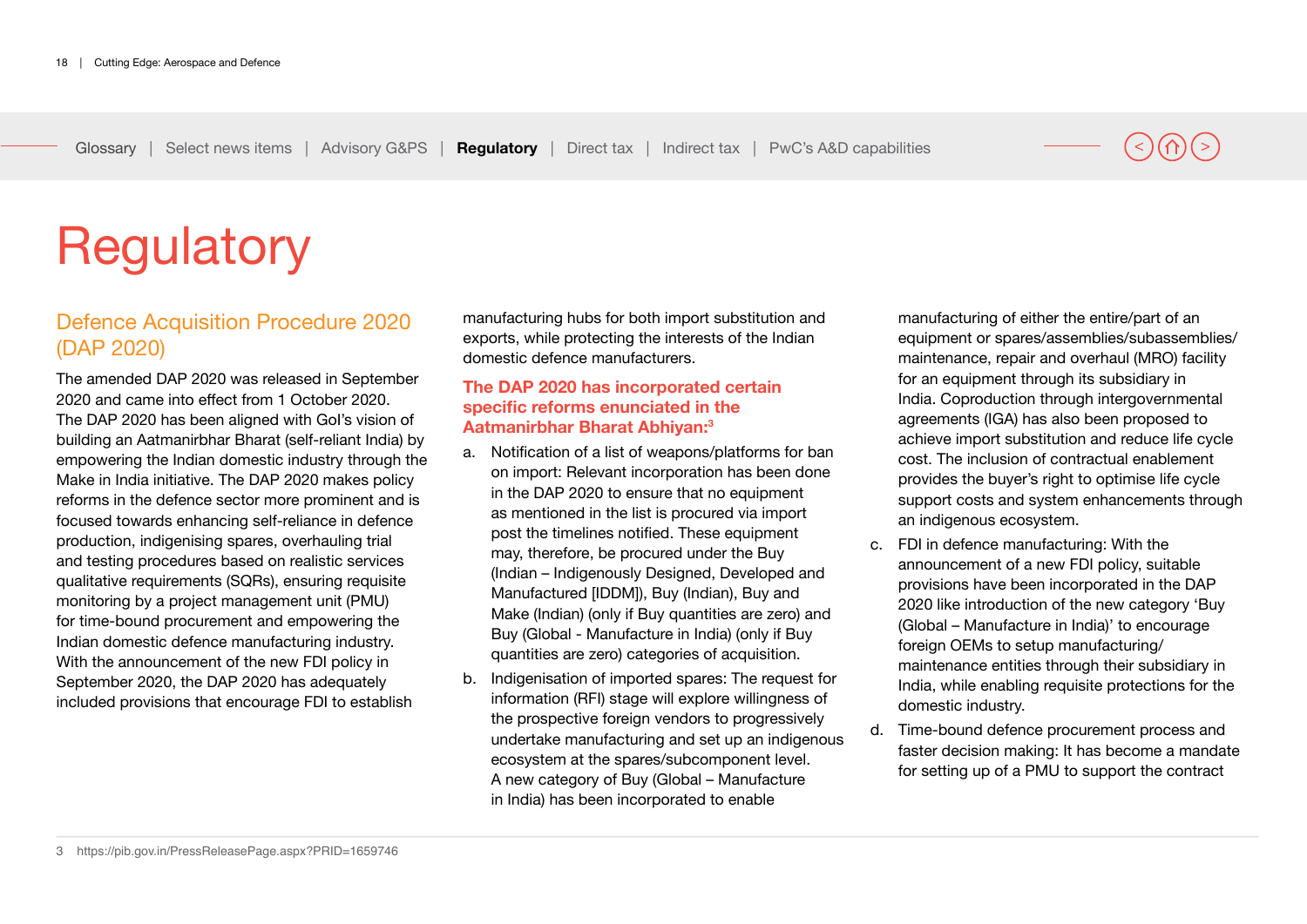# Regulatory

## Defence Acquisition Procedure 2020 (DAP 2020)

The amended DAP 2020 was released in September 2020 and came into effect from 1 October 2020. The DAP 2020 has been aligned with GoI's vision of building an Aatmanirbhar Bharat (self-reliant India) by empowering the Indian domestic industry through the Make in India initiative. The DAP 2020 makes policy reforms in the defence sector more prominent and is focused towards enhancing self-reliance in defence production, indigenising spares, overhauling trial and testing procedures based on realistic services qualitative requirements (SQRs), ensuring requisite monitoring by a project management unit (PMU) for time-bound procurement and empowering the Indian domestic defence manufacturing industry. With the announcement of the new FDI policy in September 2020, the DAP 2020 has adequately included provisions that encourage FDI to establish manufacturing hubs for both import substitution and exports, while protecting the interests of the Indian domestic defence manufacturers.

### The DAP 2020 has incorporated certain specific reforms enunciated in the Aatmanirbhar Bharat Abhiyan:[3]

a. Notification of a list of weapons/platforms for ban on import: Relevant incorporation has been done in the DAP 2020 to ensure that no equipment as mentioned in the list is procured via import post the timelines notified. These equipment may, therefore, be procured under the Buy (Indian – Indigenously Designed, Developed and Manufactured [IDDM]), Buy (Indian), Buy and Make (Indian) (only if Buy quantities are zero) and Buy (Global - Manufacture in India) (only if Buy quantities are zero) categories of acquisition.

b. Indigenisation of imported spares: The request for information (RFI) stage will explore willingness of the prospective foreign vendors to progressively undertake manufacturing and set up an indigenous ecosystem at the spares/subcomponent level. A new category of Buy (Global – Manufacture in India) has been incorporated to enable manufacturing of either the entire/part of an equipment or spares/assemblies/subassemblies/ maintenance, repair and overhaul (MRO) facility for an equipment through its subsidiary in India. Coproduction through intergovernmental agreements (IGA) has also been proposed to achieve import substitution and reduce life cycle cost. The inclusion of contractual enablement provides the buyer's right to optimise life cycle support costs and system enhancements through an indigenous ecosystem.

c. FDI in defence manufacturing: With the announcement of a new FDI policy, suitable provisions have been incorporated in the DAP 2020 like introduction of the new category 'Buy (Global – Manufacture in India)' to encourage foreign OEMs to setup manufacturing/ maintenance entities through their subsidiary in India, while enabling requisite protections for the domestic industry.

d. Time-bound defence procurement process and faster decision making: It has become a mandate for setting up of a PMU to support the contract

3 https://pib.gov.in/PressReleasePage.aspx?PRID=1659746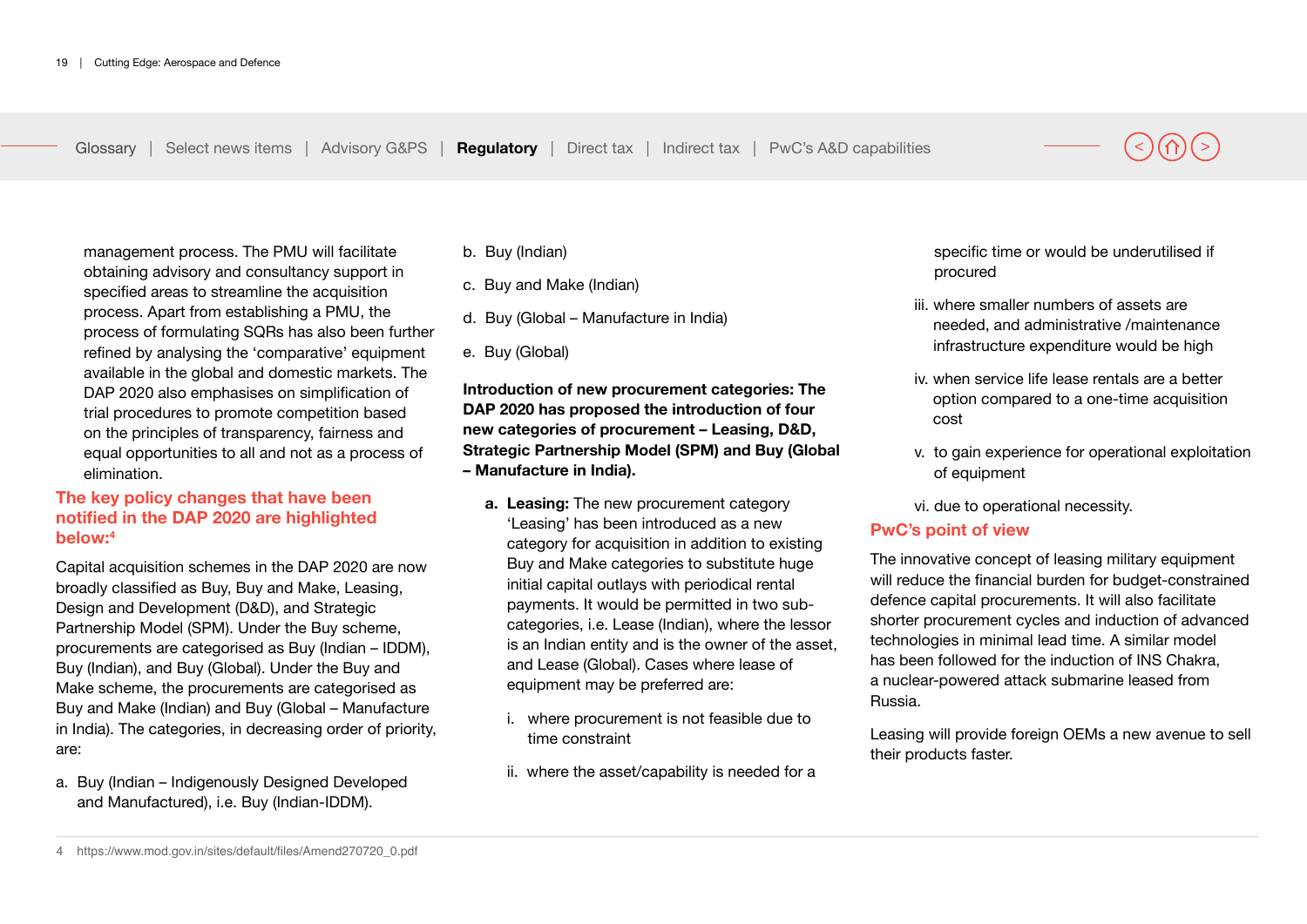management process. The PMU will facilitate obtaining advisory and consultancy support in specified areas to streamline the acquisition process. Apart from establishing a PMU, the process of formulating SQRs has also been further refined by analysing the 'comparative' equipment available in the global and domestic markets. The DAP 2020 also emphasises on simplification of trial procedures to promote competition based on the principles of transparency, fairness and equal opportunities to all and not as a process of elimination.

## The key policy changes that have been notified in the DAP 2020 are highlighted below:[4]

Capital acquisition schemes in the DAP 2020 are now broadly classified as Buy, Buy and Make, Leasing, Design and Development (D&D), and Strategic Partnership Model (SPM). Under the Buy scheme, procurements are categorised as Buy (Indian – IDDM), Buy (Indian), and Buy (Global). Under the Buy and Make scheme, the procurements are categorised as Buy and Make (Indian) and Buy (Global – Manufacture in India). The categories, in decreasing order of priority, are:

a. Buy (Indian – Indigenously Designed Developed and Manufactured), i.e. Buy (Indian-IDDM).

b. Buy (Indian)

c. Buy and Make (Indian)

d. Buy (Global – Manufacture in India)

e. Buy (Global)

**Introduction of new procurement categories: The DAP 2020 has proposed the introduction of four new categories of procurement – Leasing, D&D, Strategic Partnership Model (SPM) and Buy (Global – Manufacture in India).**

**a. Leasing:** The new procurement category 'Leasing' has been introduced as a new category for acquisition in addition to existing Buy and Make categories to substitute huge initial capital outlays with periodical rental payments. It would be permitted in two sub-categories, i.e. Lease (Indian), where the lessor is an Indian entity and is the owner of the asset, and Lease (Global). Cases where lease of equipment may be preferred are:

i. where procurement is not feasible due to time constraint

ii. where the asset/capability is needed for a specific time or would be underutilised if procured

iii. where smaller numbers of assets are needed, and administrative /maintenance infrastructure expenditure would be high

iv. when service life lease rentals are a better option compared to a one-time acquisition cost

v. to gain experience for operational exploitation of equipment

vi. due to operational necessity.

## PwC's point of view

The innovative concept of leasing military equipment will reduce the financial burden for budget-constrained defence capital procurements. It will also facilitate shorter procurement cycles and induction of advanced technologies in minimal lead time. A similar model has been followed for the induction of INS Chakra, a nuclear-powered attack submarine leased from Russia.

Leasing will provide foreign OEMs a new avenue to sell their products faster.

4 https://www.mod.gov.in/sites/default/files/Amend270720_0.pdf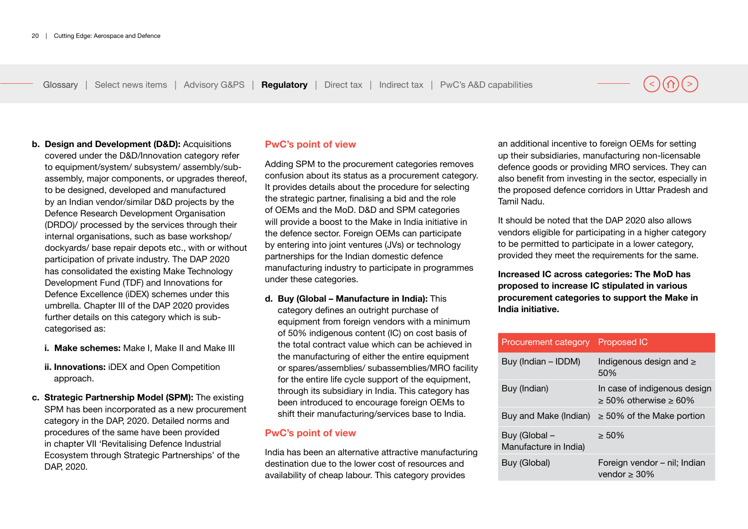**b. Design and Development (D&D):** Acquisitions covered under the D&D/Innovation category refer to equipment/system/ subsystem/ assembly/sub-assembly, major components, or upgrades thereof, to be designed, developed and manufactured by an Indian vendor/similar D&D projects by the Defence Research Development Organisation (DRDO)/ processed by the services through their internal organisations, such as base workshop/ dockyards/ base repair depots etc., with or without participation of private industry. The DAP 2020 has consolidated the existing Make Technology Development Fund (TDF) and Innovations for Defence Excellence (iDEX) schemes under this umbrella. Chapter III of the DAP 2020 provides further details on this category which is sub-categorised as:

   i. **Make schemes:** Make I, Make II and Make III

   ii. **Innovations:** iDEX and Open Competition approach.

**c. Strategic Partnership Model (SPM):** The existing SPM has been incorporated as a new procurement category in the DAP, 2020. Detailed norms and procedures of the same have been provided in chapter VII 'Revitalising Defence Industrial Ecosystem through Strategic Partnerships' of the DAP, 2020.

## PwC's point of view

Adding SPM to the procurement categories removes confusion about its status as a procurement category. It provides details about the procedure for selecting the strategic partner, finalising a bid and the role of OEMs and the MoD. D&D and SPM categories will provide a boost to the Make in India initiative in the defence sector. Foreign OEMs can participate by entering into joint ventures (JVs) or technology partnerships for the Indian domestic defence manufacturing industry to participate in programmes under these categories.

**d. Buy (Global – Manufacture in India):** This category defines an outright purchase of equipment from foreign vendors with a minimum of 50% indigenous content (IC) on cost basis of the total contract value which can be achieved in the manufacturing of either the entire equipment or spares/assemblies/ subassemblies/MRO facility for the entire life cycle support of the equipment, through its subsidiary in India. This category has been introduced to encourage foreign OEMs to shift their manufacturing/services base to India.

## PwC's point of view

India has been an alternative attractive manufacturing destination due to the lower cost of resources and availability of cheap labour. This category provides an additional incentive to foreign OEMs for setting up their subsidiaries, manufacturing non-licensable defence goods or providing MRO services. They can also benefit from investing in the sector, especially in the proposed defence corridors in Uttar Pradesh and Tamil Nadu.

It should be noted that the DAP 2020 also allows vendors eligible for participating in a higher category to be permitted to participate in a lower category, provided they meet the requirements for the same.

**Increased IC across categories: The MoD has proposed to increase IC stipulated in various procurement categories to support the Make in India initiative.**

| Procurement category | Proposed IC |
|---|---|
| Buy (Indian – IDDM) | Indigenous design and ≥ 50% |
| Buy (Indian) | In case of indigenous design ≥ 50% otherwise ≥ 60% |
| Buy and Make (Indian) | ≥ 50% of the Make portion |
| Buy (Global – Manufacture in India) | ≥ 50% |
| Buy (Global) | Foreign vendor – nil; Indian vendor ≥ 30% |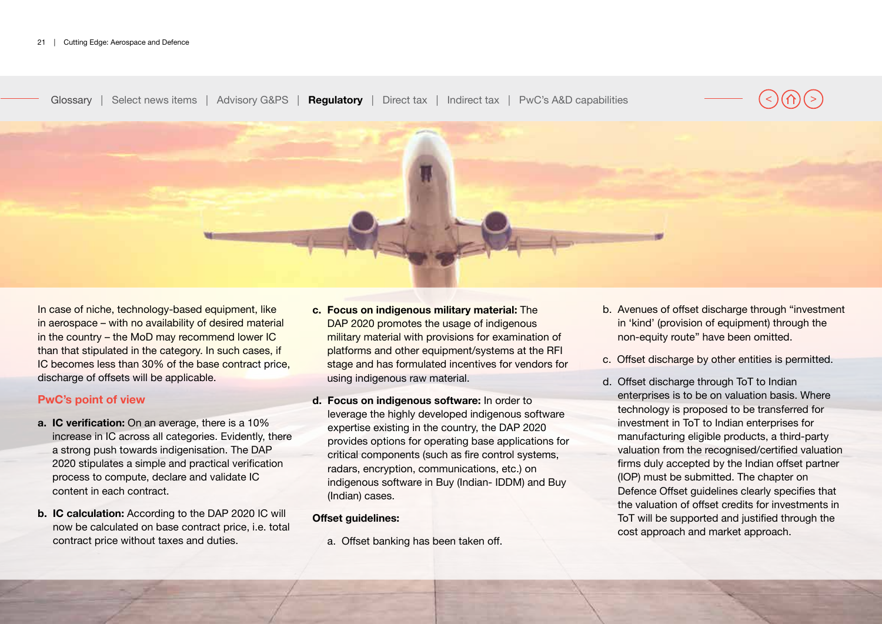In case of niche, technology-based equipment, like in aerospace – with no availability of desired material in the country – the MoD may recommend lower IC than that stipulated in the category. In such cases, if IC becomes less than 30% of the base contract price, discharge of offsets will be applicable.

## PwC's point of view

a. **IC verification:** On an average, there is a 10% increase in IC across all categories. Evidently, there a strong push towards indigenisation. The DAP 2020 stipulates a simple and practical verification process to compute, declare and validate IC content in each contract.

b. **IC calculation:** According to the DAP 2020 IC will now be calculated on base contract price, i.e. total contract price without taxes and duties.

c. **Focus on indigenous military material:** The DAP 2020 promotes the usage of indigenous military material with provisions for examination of platforms and other equipment/systems at the RFI stage and has formulated incentives for vendors for using indigenous raw material.

d. **Focus on indigenous software:** In order to leverage the highly developed indigenous software expertise existing in the country, the DAP 2020 provides options for operating base applications for critical components (such as fire control systems, radars, encryption, communications, etc.) on indigenous software in Buy (Indian- IDDM) and Buy (Indian) cases.

**Offset guidelines:**

a. Offset banking has been taken off.

b. Avenues of offset discharge through "investment in 'kind' (provision of equipment) through the non-equity route" have been omitted.

c. Offset discharge by other entities is permitted.

d. Offset discharge through ToT to Indian enterprises is to be on valuation basis. Where technology is proposed to be transferred for investment in ToT to Indian enterprises for manufacturing eligible products, a third-party valuation from the recognised/certified valuation firms duly accepted by the Indian offset partner (IOP) must be submitted. The chapter on Defence Offset guidelines clearly specifies that the valuation of offset credits for investments in ToT will be supported and justified through the cost approach and market approach.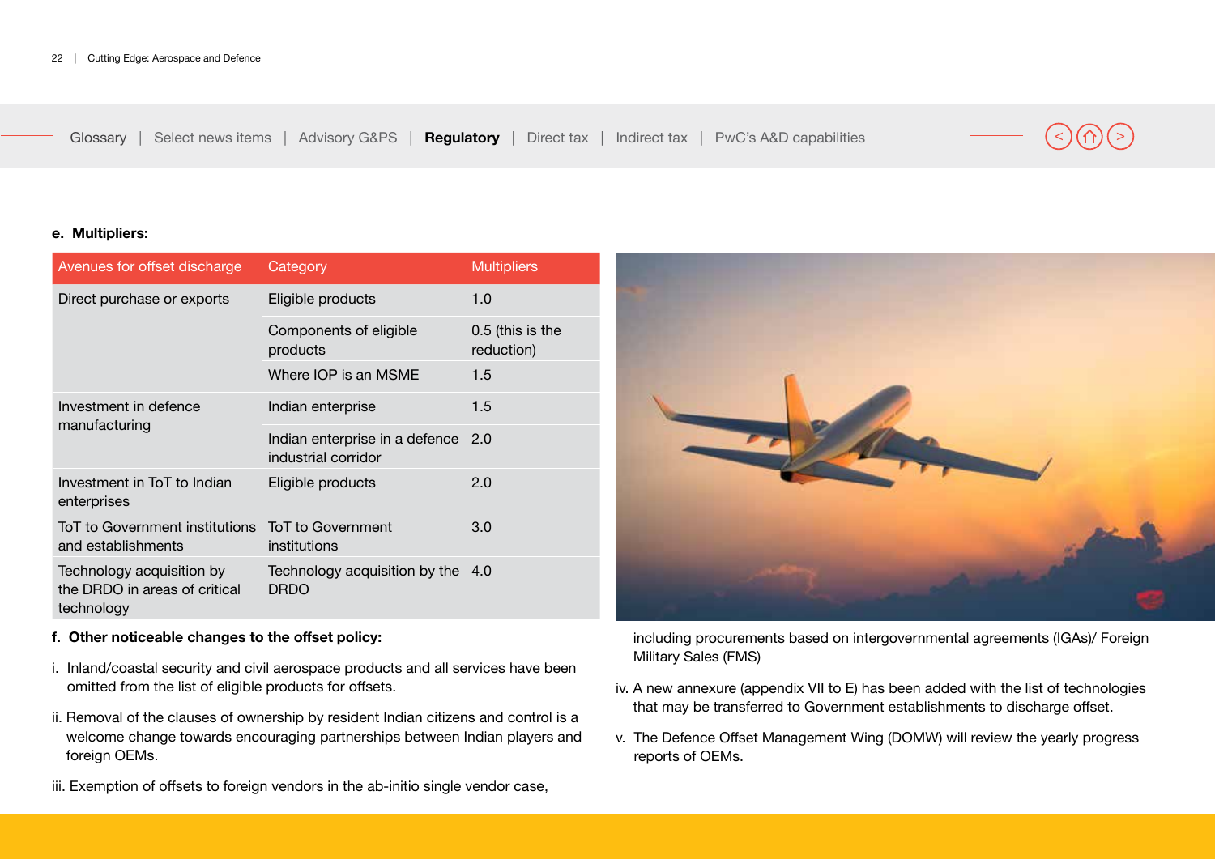**e. Multipliers:**

| Avenues for offset discharge | Category | Multipliers |
|---|---|---|
| Direct purchase or exports | Eligible products | 1.0 |
| | Components of eligible products | 0.5 (this is the reduction) |
| | Where IOP is an MSME | 1.5 |
| Investment in defence manufacturing | Indian enterprise | 1.5 |
| | Indian enterprise in a defence industrial corridor | 2.0 |
| Investment in ToT to Indian enterprises | Eligible products | 2.0 |
| ToT to Government institutions and establishments | ToT to Government institutions | 3.0 |
| Technology acquisition by the DRDO in areas of critical technology | Technology acquisition by the DRDO | 4.0 |

**f. Other noticeable changes to the offset policy:**

i. Inland/coastal security and civil aerospace products and all services have been omitted from the list of eligible products for offsets.

ii. Removal of the clauses of ownership by resident Indian citizens and control is a welcome change towards encouraging partnerships between Indian players and foreign OEMs.

iii. Exemption of offsets to foreign vendors in the ab-initio single vendor case, including procurements based on intergovernmental agreements (IGAs)/ Foreign Military Sales (FMS)

iv. A new annexure (appendix VII to E) has been added with the list of technologies that may be transferred to Government establishments to discharge offset.

v. The Defence Offset Management Wing (DOMW) will review the yearly progress reports of OEMs.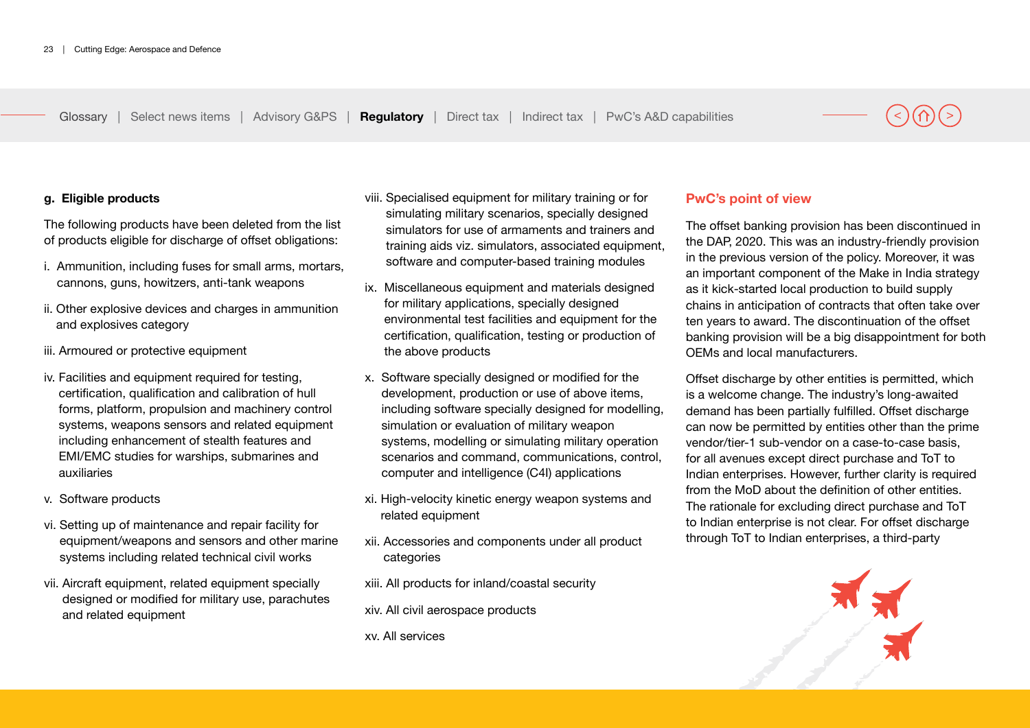### g. Eligible products

The following products have been deleted from the list of products eligible for discharge of offset obligations:

i. Ammunition, including fuses for small arms, mortars, cannons, guns, howitzers, anti-tank weapons

ii. Other explosive devices and charges in ammunition and explosives category

iii. Armoured or protective equipment

iv. Facilities and equipment required for testing, certification, qualification and calibration of hull forms, platform, propulsion and machinery control systems, weapons sensors and related equipment including enhancement of stealth features and EMI/EMC studies for warships, submarines and auxiliaries

v. Software products

vi. Setting up of maintenance and repair facility for equipment/weapons and sensors and other marine systems including related technical civil works

vii. Aircraft equipment, related equipment specially designed or modified for military use, parachutes and related equipment

viii. Specialised equipment for military training or for simulating military scenarios, specially designed simulators for use of armaments and trainers and training aids viz. simulators, associated equipment, software and computer-based training modules

ix. Miscellaneous equipment and materials designed for military applications, specially designed environmental test facilities and equipment for the certification, qualification, testing or production of the above products

x. Software specially designed or modified for the development, production or use of above items, including software specially designed for modelling, simulation or evaluation of military weapon systems, modelling or simulating military operation scenarios and command, communications, control, computer and intelligence (C4I) applications

xi. High-velocity kinetic energy weapon systems and related equipment

xii. Accessories and components under all product categories

xiii. All products for inland/coastal security

xiv. All civil aerospace products

xv. All services

### PwC's point of view

The offset banking provision has been discontinued in the DAP, 2020. This was an industry-friendly provision in the previous version of the policy. Moreover, it was an important component of the Make in India strategy as it kick-started local production to build supply chains in anticipation of contracts that often take over ten years to award. The discontinuation of the offset banking provision will be a big disappointment for both OEMs and local manufacturers.

Offset discharge by other entities is permitted, which is a welcome change. The industry's long-awaited demand has been partially fulfilled. Offset discharge can now be permitted by entities other than the prime vendor/tier-1 sub-vendor on a case-to-case basis, for all avenues except direct purchase and ToT to Indian enterprises. However, further clarity is required from the MoD about the definition of other entities. The rationale for excluding direct purchase and ToT to Indian enterprise is not clear. For offset discharge through ToT to Indian enterprises, a third-party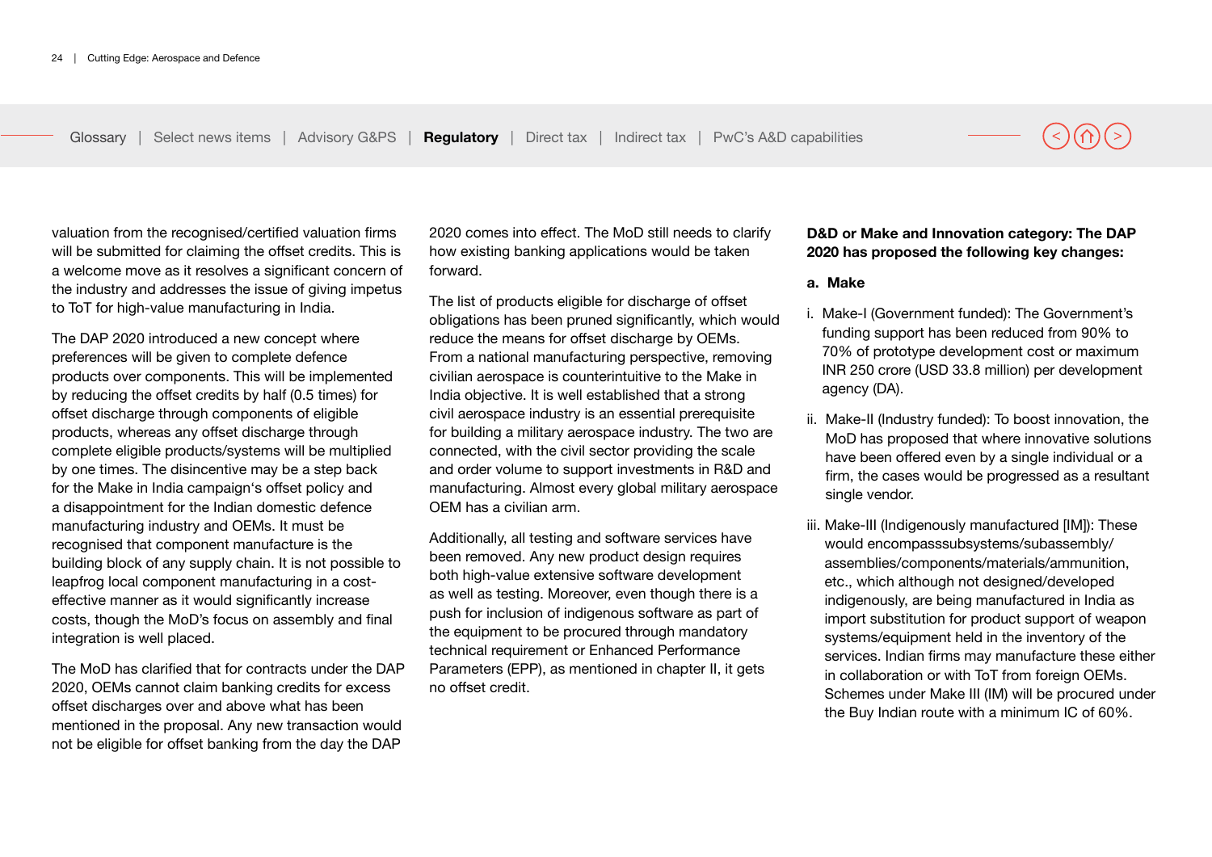valuation from the recognised/certified valuation firms will be submitted for claiming the offset credits. This is a welcome move as it resolves a significant concern of the industry and addresses the issue of giving impetus to ToT for high-value manufacturing in India.

The DAP 2020 introduced a new concept where preferences will be given to complete defence products over components. This will be implemented by reducing the offset credits by half (0.5 times) for offset discharge through components of eligible products, whereas any offset discharge through complete eligible products/systems will be multiplied by one times. The disincentive may be a step back for the Make in India campaign's offset policy and a disappointment for the Indian domestic defence manufacturing industry and OEMs. It must be recognised that component manufacture is the building block of any supply chain. It is not possible to leapfrog local component manufacturing in a cost-effective manner as it would significantly increase costs, though the MoD's focus on assembly and final integration is well placed.

The MoD has clarified that for contracts under the DAP 2020, OEMs cannot claim banking credits for excess offset discharges over and above what has been mentioned in the proposal. Any new transaction would not be eligible for offset banking from the day the DAP 2020 comes into effect. The MoD still needs to clarify how existing banking applications would be taken forward.

The list of products eligible for discharge of offset obligations has been pruned significantly, which would reduce the means for offset discharge by OEMs. From a national manufacturing perspective, removing civilian aerospace is counterintuitive to the Make in India objective. It is well established that a strong civil aerospace industry is an essential prerequisite for building a military aerospace industry. The two are connected, with the civil sector providing the scale and order volume to support investments in R&D and manufacturing. Almost every global military aerospace OEM has a civilian arm.

Additionally, all testing and software services have been removed. Any new product design requires both high-value extensive software development as well as testing. Moreover, even though there is a push for inclusion of indigenous software as part of the equipment to be procured through mandatory technical requirement or Enhanced Performance Parameters (EPP), as mentioned in chapter II, it gets no offset credit.

**D&D or Make and Innovation category: The DAP 2020 has proposed the following key changes:**

**a. Make**

i. Make-I (Government funded): The Government's funding support has been reduced from 90% to 70% of prototype development cost or maximum INR 250 crore (USD 33.8 million) per development agency (DA).

ii. Make-II (Industry funded): To boost innovation, the MoD has proposed that where innovative solutions have been offered even by a single individual or a firm, the cases would be progressed as a resultant single vendor.

iii. Make-III (Indigenously manufactured [IM]): These would encompasssubsystems/subassembly/assemblies/components/materials/ammunition, etc., which although not designed/developed indigenously, are being manufactured in India as import substitution for product support of weapon systems/equipment held in the inventory of the services. Indian firms may manufacture these either in collaboration or with ToT from foreign OEMs. Schemes under Make III (IM) will be procured under the Buy Indian route with a minimum IC of 60%.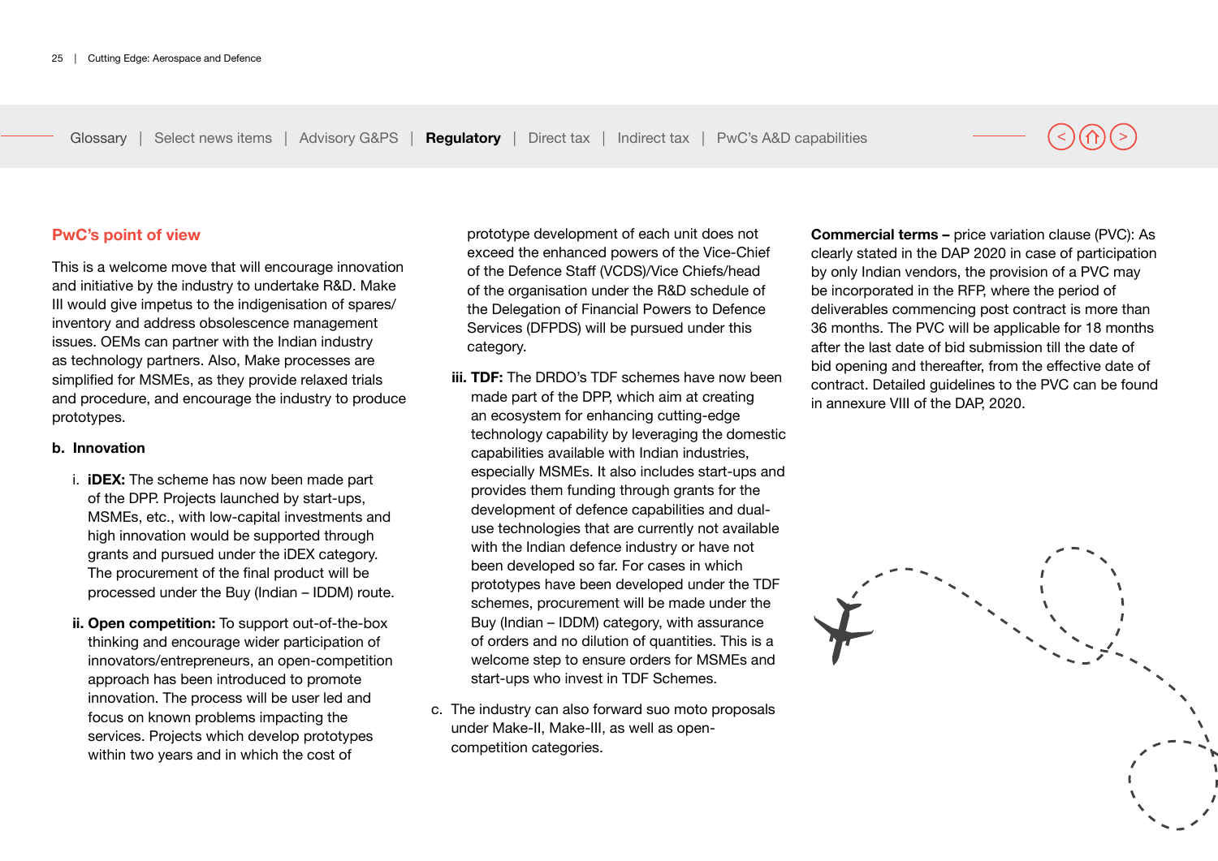### PwC's point of view

This is a welcome move that will encourage innovation and initiative by the industry to undertake R&D. Make III would give impetus to the indigenisation of spares/inventory and address obsolescence management issues. OEMs can partner with the Indian industry as technology partners. Also, Make processes are simplified for MSMEs, as they provide relaxed trials and procedure, and encourage the industry to produce prototypes.

**b. Innovation**

i. **iDEX:** The scheme has now been made part of the DPP. Projects launched by start-ups, MSMEs, etc., with low-capital investments and high innovation would be supported through grants and pursued under the iDEX category. The procurement of the final product will be processed under the Buy (Indian – IDDM) route.

ii. **Open competition:** To support out-of-the-box thinking and encourage wider participation of innovators/entrepreneurs, an open-competition approach has been introduced to promote innovation. The process will be user led and focus on known problems impacting the services. Projects which develop prototypes within two years and in which the cost of prototype development of each unit does not exceed the enhanced powers of the Vice-Chief of the Defence Staff (VCDS)/Vice Chiefs/head of the organisation under the R&D schedule of the Delegation of Financial Powers to Defence Services (DFPDS) will be pursued under this category.

iii. **TDF:** The DRDO's TDF schemes have now been made part of the DPP, which aim at creating an ecosystem for enhancing cutting-edge technology capability by leveraging the domestic capabilities available with Indian industries, especially MSMEs. It also includes start-ups and provides them funding through grants for the development of defence capabilities and dual-use technologies that are currently not available with the Indian defence industry or have not been developed so far. For cases in which prototypes have been developed under the TDF schemes, procurement will be made under the Buy (Indian – IDDM) category, with assurance of orders and no dilution of quantities. This is a welcome step to ensure orders for MSMEs and start-ups who invest in TDF Schemes.

c. The industry can also forward suo moto proposals under Make-II, Make-III, as well as open-competition categories.

**Commercial terms –** price variation clause (PVC): As clearly stated in the DAP 2020 in case of participation by only Indian vendors, the provision of a PVC may be incorporated in the RFP, where the period of deliverables commencing post contract is more than 36 months. The PVC will be applicable for 18 months after the last date of bid submission till the date of bid opening and thereafter, from the effective date of contract. Detailed guidelines to the PVC can be found in annexure VIII of the DAP, 2020.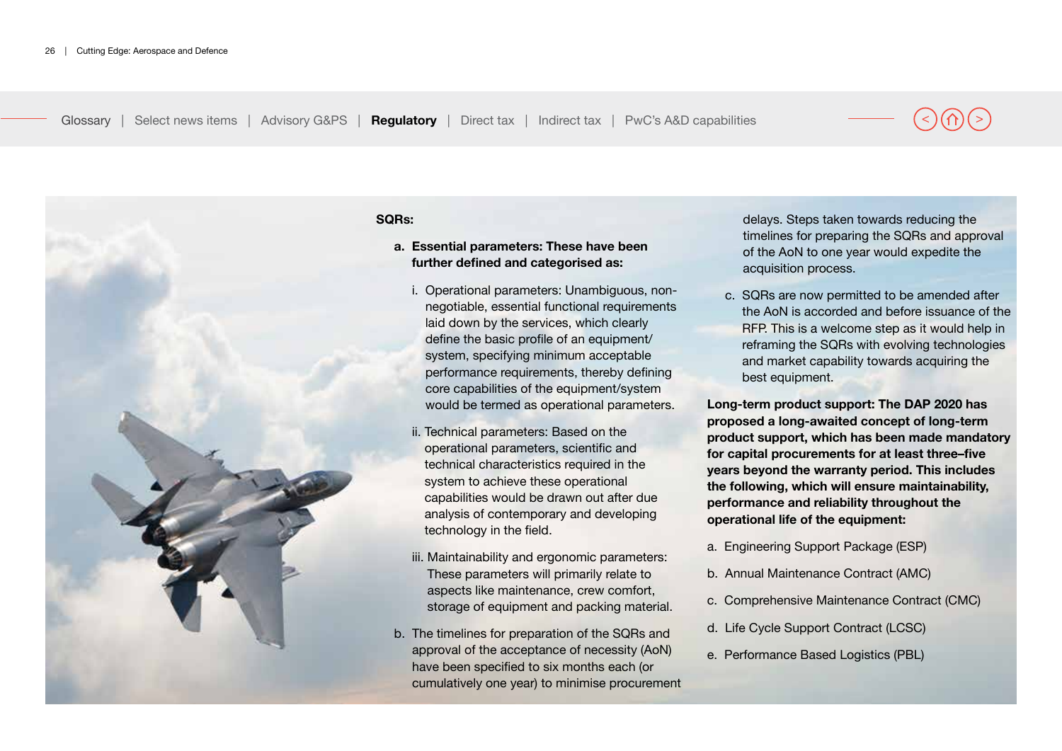**SQRs:**

a. **Essential parameters: These have been further defined and categorised as:**

   i. Operational parameters: Unambiguous, non-negotiable, essential functional requirements laid down by the services, which clearly define the basic profile of an equipment/ system, specifying minimum acceptable performance requirements, thereby defining core capabilities of the equipment/system would be termed as operational parameters.

   ii. Technical parameters: Based on the operational parameters, scientific and technical characteristics required in the system to achieve these operational capabilities would be drawn out after due analysis of contemporary and developing technology in the field.

   iii. Maintainability and ergonomic parameters: These parameters will primarily relate to aspects like maintenance, crew comfort, storage of equipment and packing material.

b. The timelines for preparation of the SQRs and approval of the acceptance of necessity (AoN) have been specified to six months each (or cumulatively one year) to minimise procurement delays. Steps taken towards reducing the timelines for preparing the SQRs and approval of the AoN to one year would expedite the acquisition process.

c. SQRs are now permitted to be amended after the AoN is accorded and before issuance of the RFP. This is a welcome step as it would help in reframing the SQRs with evolving technologies and market capability towards acquiring the best equipment.

**Long-term product support: The DAP 2020 has proposed a long-awaited concept of long-term product support, which has been made mandatory for capital procurements for at least three–five years beyond the warranty period. This includes the following, which will ensure maintainability, performance and reliability throughout the operational life of the equipment:**

a. Engineering Support Package (ESP)

b. Annual Maintenance Contract (AMC)

c. Comprehensive Maintenance Contract (CMC)

d. Life Cycle Support Contract (LCSC)

e. Performance Based Logistics (PBL)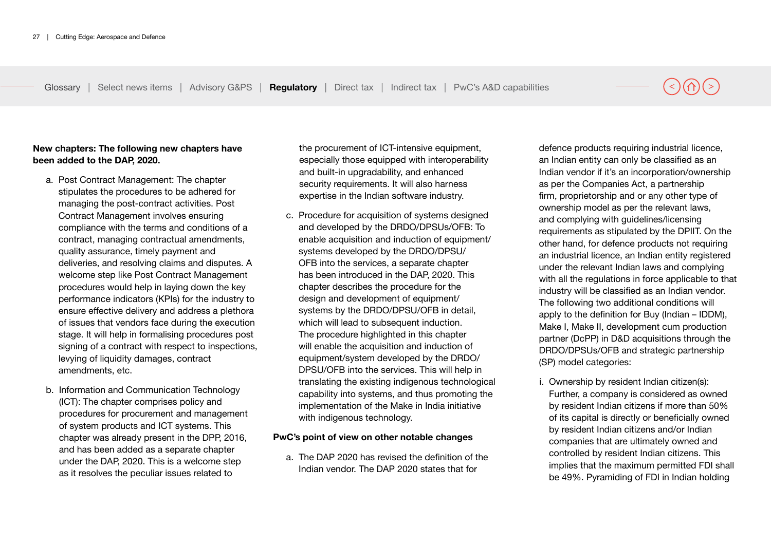**New chapters: The following new chapters have been added to the DAP, 2020.**

a. Post Contract Management: The chapter stipulates the procedures to be adhered for managing the post-contract activities. Post Contract Management involves ensuring compliance with the terms and conditions of a contract, managing contractual amendments, quality assurance, timely payment and deliveries, and resolving claims and disputes. A welcome step like Post Contract Management procedures would help in laying down the key performance indicators (KPIs) for the industry to ensure effective delivery and address a plethora of issues that vendors face during the execution stage. It will help in formalising procedures post signing of a contract with respect to inspections, levying of liquidity damages, contract amendments, etc.

b. Information and Communication Technology (ICT): The chapter comprises policy and procedures for procurement and management of system products and ICT systems. This chapter was already present in the DPP, 2016, and has been added as a separate chapter under the DAP, 2020. This is a welcome step as it resolves the peculiar issues related to the procurement of ICT-intensive equipment, especially those equipped with interoperability and built-in upgradability, and enhanced security requirements. It will also harness expertise in the Indian software industry.

c. Procedure for acquisition of systems designed and developed by the DRDO/DPSUs/OFB: To enable acquisition and induction of equipment/systems developed by the DRDO/DPSU/OFB into the services, a separate chapter has been introduced in the DAP, 2020. This chapter describes the procedure for the design and development of equipment/systems by the DRDO/DPSU/OFB in detail, which will lead to subsequent induction. The procedure highlighted in this chapter will enable the acquisition and induction of equipment/system developed by the DRDO/DPSU/OFB into the services. This will help in translating the existing indigenous technological capability into systems, and thus promoting the implementation of the Make in India initiative with indigenous technology.

**PwC's point of view on other notable changes**

a. The DAP 2020 has revised the definition of the Indian vendor. The DAP 2020 states that for defence products requiring industrial licence, an Indian entity can only be classified as an Indian vendor if it's an incorporation/ownership as per the Companies Act, a partnership firm, proprietorship and or any other type of ownership model as per the relevant laws, and complying with guidelines/licensing requirements as stipulated by the DPIIT. On the other hand, for defence products not requiring an industrial licence, an Indian entity registered under the relevant Indian laws and complying with all the regulations in force applicable to that industry will be classified as an Indian vendor. The following two additional conditions will apply to the definition for Buy (Indian – IDDM), Make I, Make II, development cum production partner (DcPP) in D&D acquisitions through the DRDO/DPSUs/OFB and strategic partnership (SP) model categories:

i. Ownership by resident Indian citizen(s): Further, a company is considered as owned by resident Indian citizens if more than 50% of its capital is directly or beneficially owned by resident Indian citizens and/or Indian companies that are ultimately owned and controlled by resident Indian citizens. This implies that the maximum permitted FDI shall be 49%. Pyramiding of FDI in Indian holding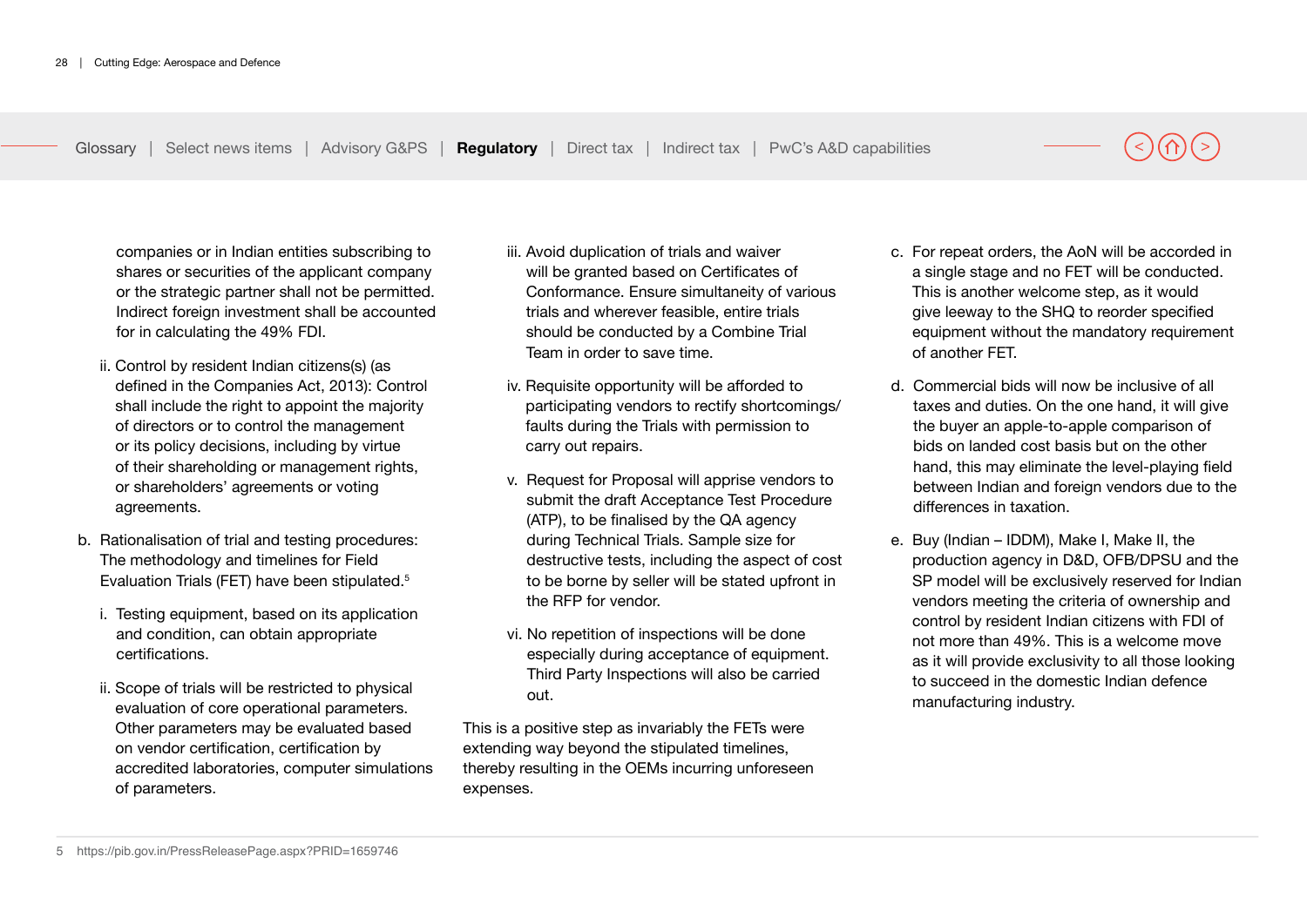companies or in Indian entities subscribing to shares or securities of the applicant company or the strategic partner shall not be permitted. Indirect foreign investment shall be accounted for in calculating the 49% FDI.

ii. Control by resident Indian citizens(s) (as defined in the Companies Act, 2013): Control shall include the right to appoint the majority of directors or to control the management or its policy decisions, including by virtue of their shareholding or management rights, or shareholders' agreements or voting agreements.

b. Rationalisation of trial and testing procedures: The methodology and timelines for Field Evaluation Trials (FET) have been stipulated.[5]

  i. Testing equipment, based on its application and condition, can obtain appropriate certifications.

  ii. Scope of trials will be restricted to physical evaluation of core operational parameters. Other parameters may be evaluated based on vendor certification, certification by accredited laboratories, computer simulations of parameters.

  iii. Avoid duplication of trials and waiver will be granted based on Certificates of Conformance. Ensure simultaneity of various trials and wherever feasible, entire trials should be conducted by a Combine Trial Team in order to save time.

  iv. Requisite opportunity will be afforded to participating vendors to rectify shortcomings/ faults during the Trials with permission to carry out repairs.

  v. Request for Proposal will apprise vendors to submit the draft Acceptance Test Procedure (ATP), to be finalised by the QA agency during Technical Trials. Sample size for destructive tests, including the aspect of cost to be borne by seller will be stated upfront in the RFP for vendor.

  vi. No repetition of inspections will be done especially during acceptance of equipment. Third Party Inspections will also be carried out.

This is a positive step as invariably the FETs were extending way beyond the stipulated timelines, thereby resulting in the OEMs incurring unforeseen expenses.

c. For repeat orders, the AoN will be accorded in a single stage and no FET will be conducted. This is another welcome step, as it would give leeway to the SHQ to reorder specified equipment without the mandatory requirement of another FET.

d. Commercial bids will now be inclusive of all taxes and duties. On the one hand, it will give the buyer an apple-to-apple comparison of bids on landed cost basis but on the other hand, this may eliminate the level-playing field between Indian and foreign vendors due to the differences in taxation.

e. Buy (Indian – IDDM), Make I, Make II, the production agency in D&D, OFB/DPSU and the SP model will be exclusively reserved for Indian vendors meeting the criteria of ownership and control by resident Indian citizens with FDI of not more than 49%. This is a welcome move as it will provide exclusivity to all those looking to succeed in the domestic Indian defence manufacturing industry.

5 https://pib.gov.in/PressReleasePage.aspx?PRID=1659746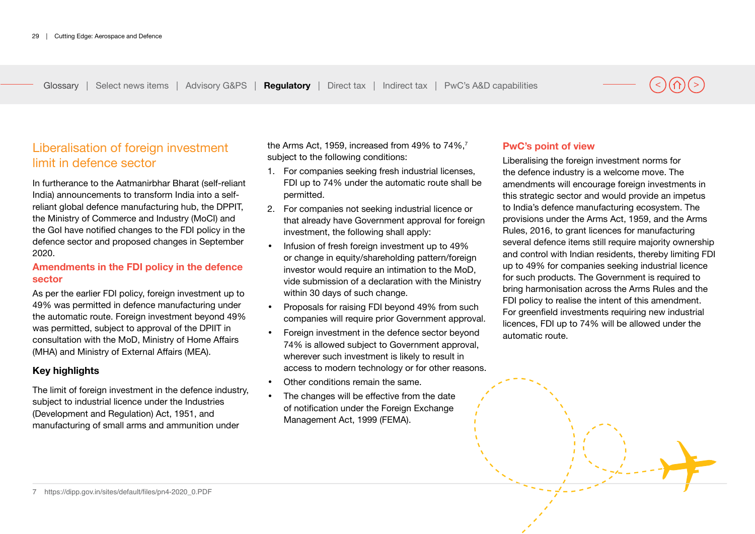## Liberalisation of foreign investment limit in defence sector

In furtherance to the Aatmanirbhar Bharat (self-reliant India) announcements to transform India into a self-reliant global defence manufacturing hub, the DPPIT, the Ministry of Commerce and Industry (MoCI) and the GoI have notified changes to the FDI policy in the defence sector and proposed changes in September 2020.

### Amendments in the FDI policy in the defence sector

As per the earlier FDI policy, foreign investment up to 49% was permitted in defence manufacturing under the automatic route. Foreign investment beyond 49% was permitted, subject to approval of the DPIIT in consultation with the MoD, Ministry of Home Affairs (MHA) and Ministry of External Affairs (MEA).

**Key highlights**

The limit of foreign investment in the defence industry, subject to industrial licence under the Industries (Development and Regulation) Act, 1951, and manufacturing of small arms and ammunition under the Arms Act, 1959, increased from 49% to 74%,[7] subject to the following conditions:

1. For companies seeking fresh industrial licenses, FDI up to 74% under the automatic route shall be permitted.
2. For companies not seeking industrial licence or that already have Government approval for foreign investment, the following shall apply:

- Infusion of fresh foreign investment up to 49% or change in equity/shareholding pattern/foreign investor would require an intimation to the MoD, vide submission of a declaration with the Ministry within 30 days of such change.
- Proposals for raising FDI beyond 49% from such companies will require prior Government approval.
- Foreign investment in the defence sector beyond 74% is allowed subject to Government approval, wherever such investment is likely to result in access to modern technology or for other reasons.
- Other conditions remain the same.
- The changes will be effective from the date of notification under the Foreign Exchange Management Act, 1999 (FEMA).

### PwC's point of view

Liberalising the foreign investment norms for the defence industry is a welcome move. The amendments will encourage foreign investments in this strategic sector and would provide an impetus to India's defence manufacturing ecosystem. The provisions under the Arms Act, 1959, and the Arms Rules, 2016, to grant licences for manufacturing several defence items still require majority ownership and control with Indian residents, thereby limiting FDI up to 49% for companies seeking industrial licence for such products. The Government is required to bring harmonisation across the Arms Rules and the FDI policy to realise the intent of this amendment. For greenfield investments requiring new industrial licences, FDI up to 74% will be allowed under the automatic route.

7 https://dipp.gov.in/sites/default/files/pn4-2020_0.PDF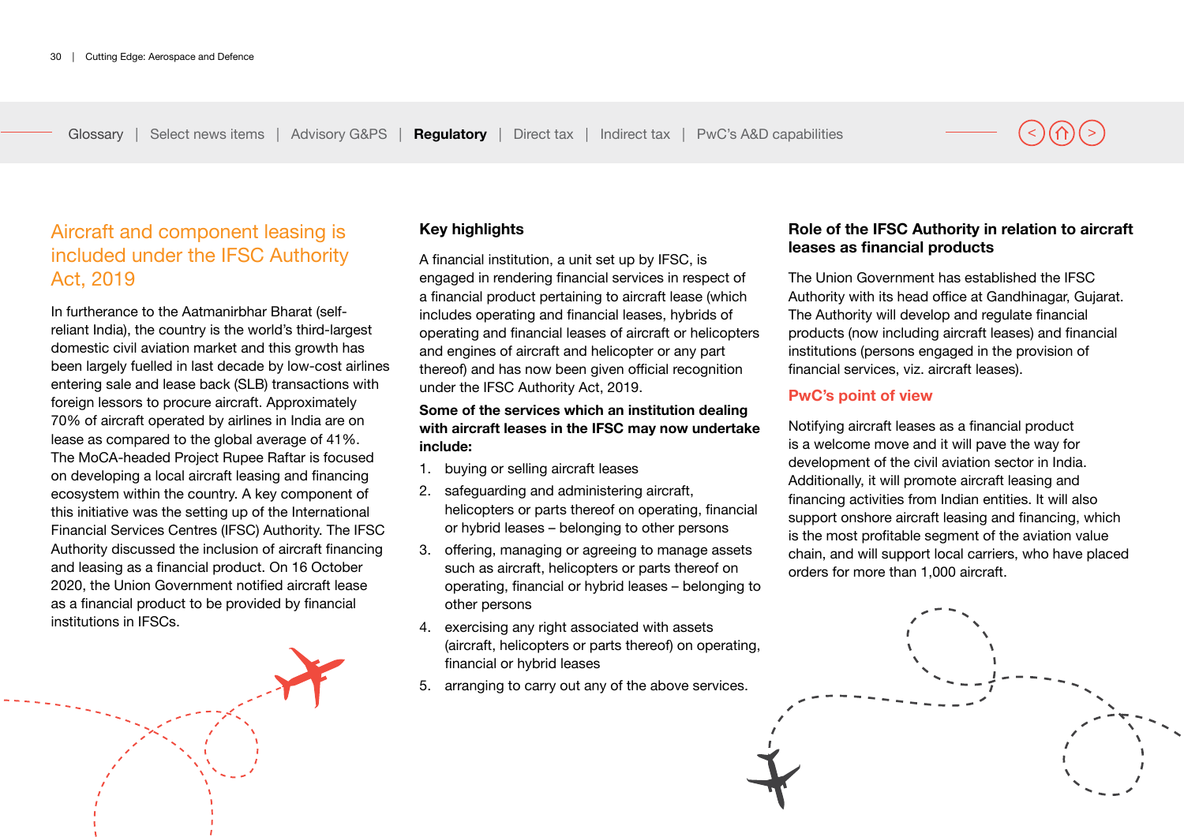## Aircraft and component leasing is included under the IFSC Authority Act, 2019

In furtherance to the Aatmanirbhar Bharat (self-reliant India), the country is the world's third-largest domestic civil aviation market and this growth has been largely fuelled in last decade by low-cost airlines entering sale and lease back (SLB) transactions with foreign lessors to procure aircraft. Approximately 70% of aircraft operated by airlines in India are on lease as compared to the global average of 41%. The MoCA-headed Project Rupee Raftar is focused on developing a local aircraft leasing and financing ecosystem within the country. A key component of this initiative was the setting up of the International Financial Services Centres (IFSC) Authority. The IFSC Authority discussed the inclusion of aircraft financing and leasing as a financial product. On 16 October 2020, the Union Government notified aircraft lease as a financial product to be provided by financial institutions in IFSCs.

### Key highlights

A financial institution, a unit set up by IFSC, is engaged in rendering financial services in respect of a financial product pertaining to aircraft lease (which includes operating and financial leases, hybrids of operating and financial leases of aircraft or helicopters and engines of aircraft and helicopter or any part thereof) and has now been given official recognition under the IFSC Authority Act, 2019.

**Some of the services which an institution dealing with aircraft leases in the IFSC may now undertake include:**

1. buying or selling aircraft leases
2. safeguarding and administering aircraft, helicopters or parts thereof on operating, financial or hybrid leases – belonging to other persons
3. offering, managing or agreeing to manage assets such as aircraft, helicopters or parts thereof on operating, financial or hybrid leases – belonging to other persons
4. exercising any right associated with assets (aircraft, helicopters or parts thereof) on operating, financial or hybrid leases
5. arranging to carry out any of the above services.

### Role of the IFSC Authority in relation to aircraft leases as financial products

The Union Government has established the IFSC Authority with its head office at Gandhinagar, Gujarat. The Authority will develop and regulate financial products (now including aircraft leases) and financial institutions (persons engaged in the provision of financial services, viz. aircraft leases).

### PwC's point of view

Notifying aircraft leases as a financial product is a welcome move and it will pave the way for development of the civil aviation sector in India. Additionally, it will promote aircraft leasing and financing activities from Indian entities. It will also support onshore aircraft leasing and financing, which is the most profitable segment of the aviation value chain, and will support local carriers, who have placed orders for more than 1,000 aircraft.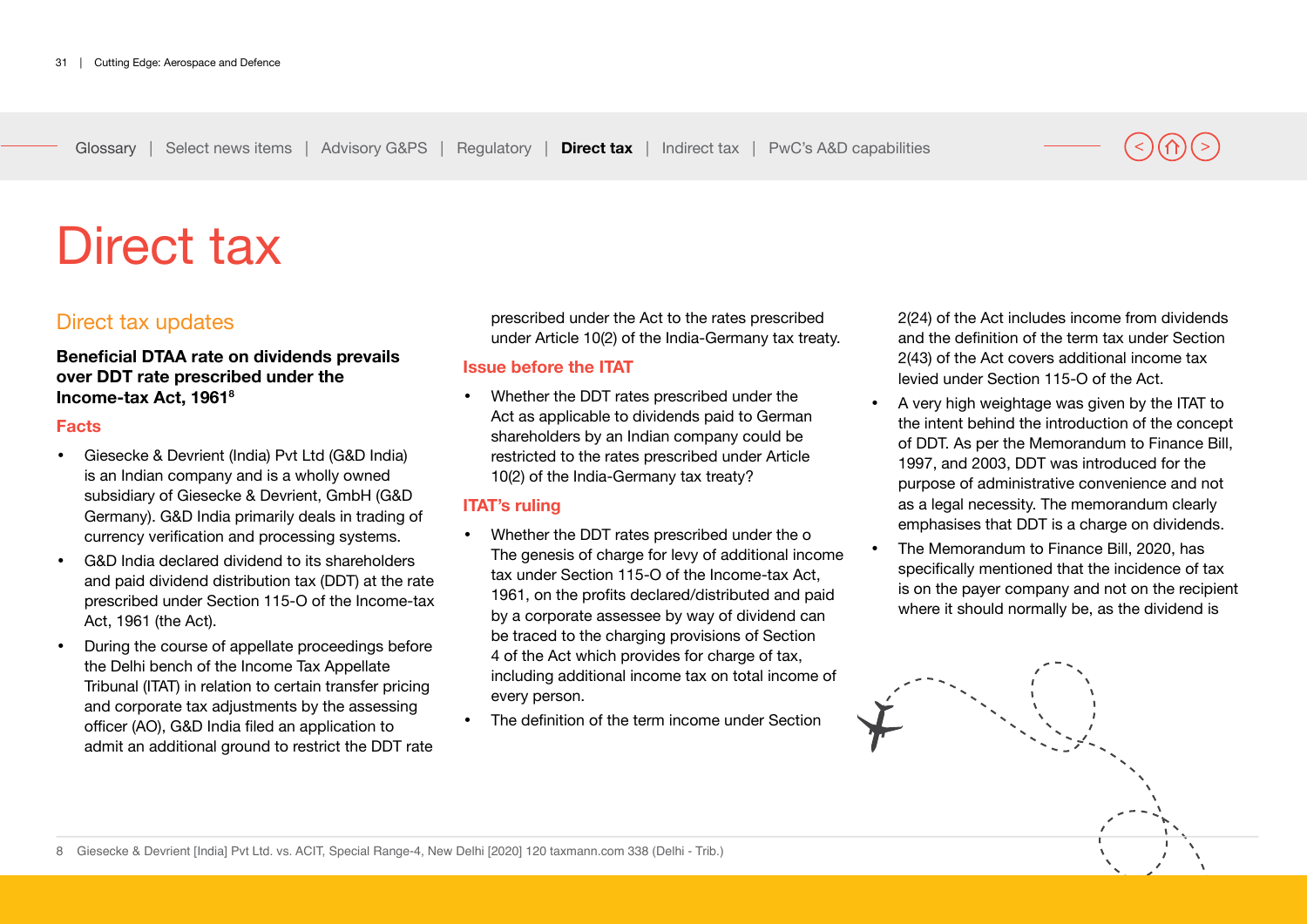# Direct tax

## Direct tax updates

### Beneficial DTAA rate on dividends prevails over DDT rate prescribed under the Income-tax Act, 1961[8]

#### Facts

- Giesecke & Devrient (India) Pvt Ltd (G&D India) is an Indian company and is a wholly owned subsidiary of Giesecke & Devrient, GmbH (G&D Germany). G&D India primarily deals in trading of currency verification and processing systems.
- G&D India declared dividend to its shareholders and paid dividend distribution tax (DDT) at the rate prescribed under Section 115-O of the Income-tax Act, 1961 (the Act).
- During the course of appellate proceedings before the Delhi bench of the Income Tax Appellate Tribunal (ITAT) in relation to certain transfer pricing and corporate tax adjustments by the assessing officer (AO), G&D India filed an application to admit an additional ground to restrict the DDT rate prescribed under the Act to the rates prescribed under Article 10(2) of the India-Germany tax treaty.

#### Issue before the ITAT

- Whether the DDT rates prescribed under the Act as applicable to dividends paid to German shareholders by an Indian company could be restricted to the rates prescribed under Article 10(2) of the India-Germany tax treaty?

#### ITAT's ruling

- Whether the DDT rates prescribed under the o The genesis of charge for levy of additional income tax under Section 115-O of the Income-tax Act, 1961, on the profits declared/distributed and paid by a corporate assessee by way of dividend can be traced to the charging provisions of Section 4 of the Act which provides for charge of tax, including additional income tax on total income of every person.
- The definition of the term income under Section 2(24) of the Act includes income from dividends and the definition of the term tax under Section 2(43) of the Act covers additional income tax levied under Section 115-O of the Act.
- A very high weightage was given by the ITAT to the intent behind the introduction of the concept of DDT. As per the Memorandum to Finance Bill, 1997, and 2003, DDT was introduced for the purpose of administrative convenience and not as a legal necessity. The memorandum clearly emphasises that DDT is a charge on dividends.
- The Memorandum to Finance Bill, 2020, has specifically mentioned that the incidence of tax is on the payer company and not on the recipient where it should normally be, as the dividend is

8 Giesecke & Devrient [India] Pvt Ltd. vs. ACIT, Special Range-4, New Delhi [2020] 120 taxmann.com 338 (Delhi - Trib.)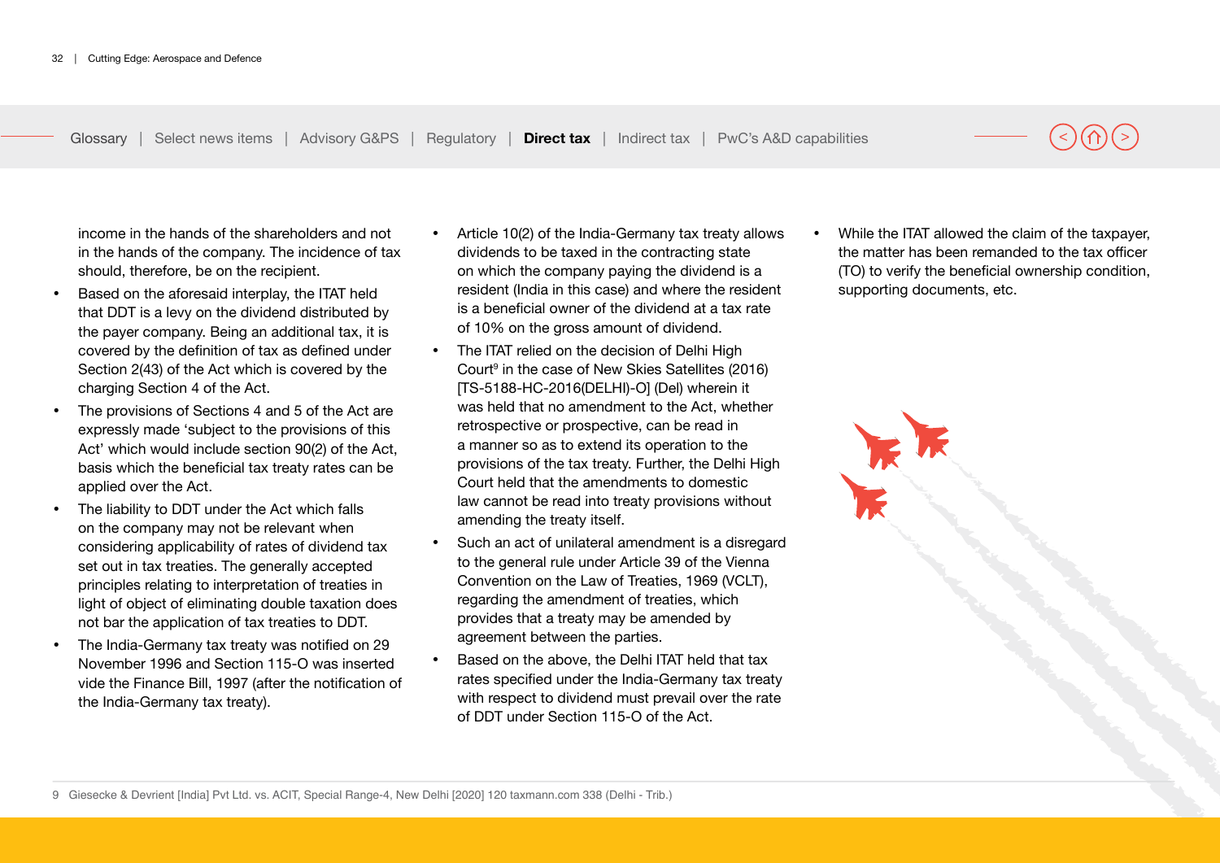income in the hands of the shareholders and not in the hands of the company. The incidence of tax should, therefore, be on the recipient.

- Based on the aforesaid interplay, the ITAT held that DDT is a levy on the dividend distributed by the payer company. Being an additional tax, it is covered by the definition of tax as defined under Section 2(43) of the Act which is covered by the charging Section 4 of the Act.
- The provisions of Sections 4 and 5 of the Act are expressly made 'subject to the provisions of this Act' which would include section 90(2) of the Act, basis which the beneficial tax treaty rates can be applied over the Act.
- The liability to DDT under the Act which falls on the company may not be relevant when considering applicability of rates of dividend tax set out in tax treaties. The generally accepted principles relating to interpretation of treaties in light of object of eliminating double taxation does not bar the application of tax treaties to DDT.
- The India-Germany tax treaty was notified on 29 November 1996 and Section 115-O was inserted vide the Finance Bill, 1997 (after the notification of the India-Germany tax treaty).
- Article 10(2) of the India-Germany tax treaty allows dividends to be taxed in the contracting state on which the company paying the dividend is a resident (India in this case) and where the resident is a beneficial owner of the dividend at a tax rate of 10% on the gross amount of dividend.
- The ITAT relied on the decision of Delhi High Court[9] in the case of New Skies Satellites (2016) [TS-5188-HC-2016(DELHI)-O] (Del) wherein it was held that no amendment to the Act, whether retrospective or prospective, can be read in a manner so as to extend its operation to the provisions of the tax treaty. Further, the Delhi High Court held that the amendments to domestic law cannot be read into treaty provisions without amending the treaty itself.
- Such an act of unilateral amendment is a disregard to the general rule under Article 39 of the Vienna Convention on the Law of Treaties, 1969 (VCLT), regarding the amendment of treaties, which provides that a treaty may be amended by agreement between the parties.
- Based on the above, the Delhi ITAT held that tax rates specified under the India-Germany tax treaty with respect to dividend must prevail over the rate of DDT under Section 115-O of the Act.
- While the ITAT allowed the claim of the taxpayer, the matter has been remanded to the tax officer (TO) to verify the beneficial ownership condition, supporting documents, etc.

9 Giesecke & Devrient [India] Pvt Ltd. vs. ACIT, Special Range-4, New Delhi [2020] 120 taxmann.com 338 (Delhi - Trib.)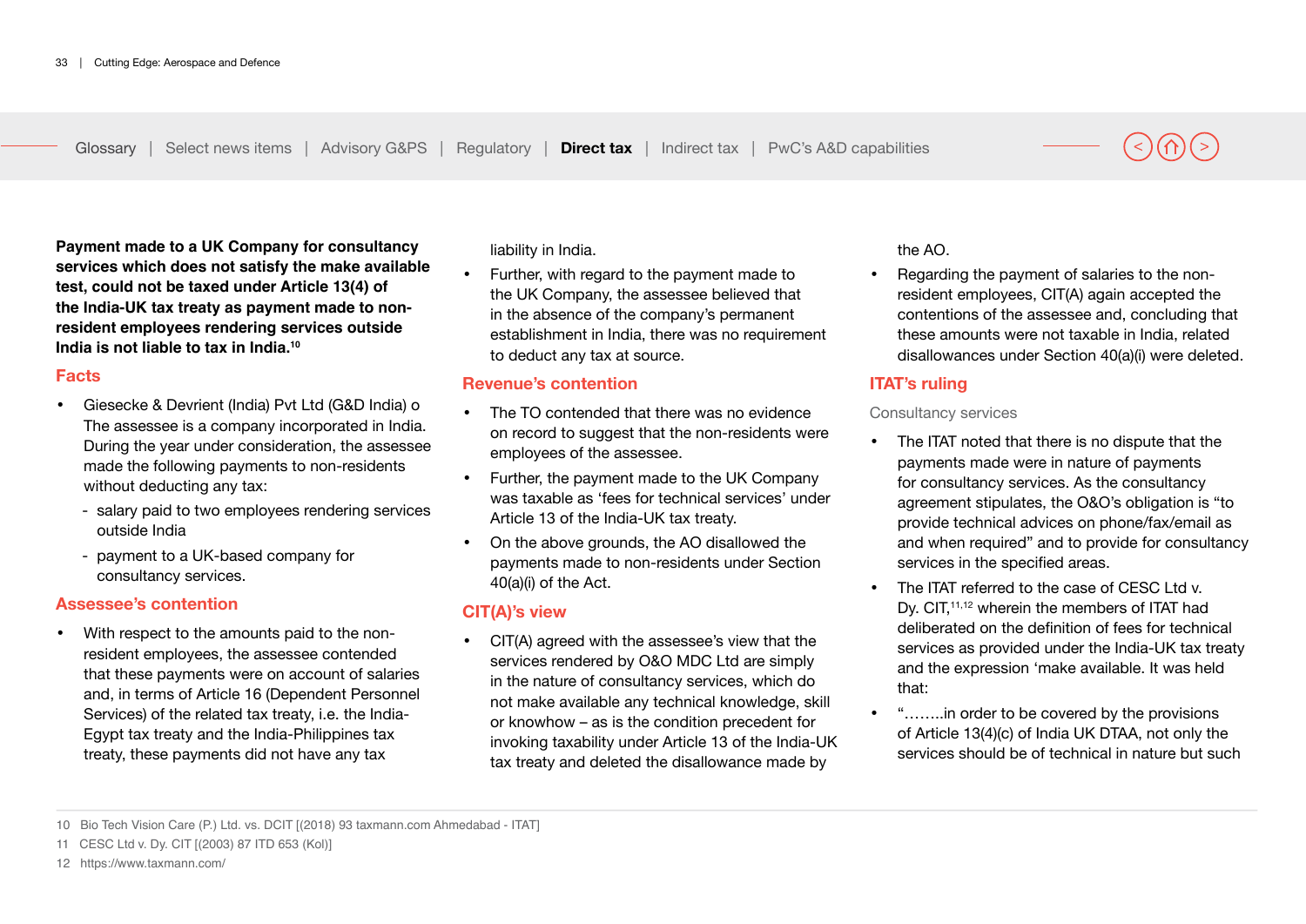**Payment made to a UK Company for consultancy services which does not satisfy the make available test, could not be taxed under Article 13(4) of the India-UK tax treaty as payment made to non-resident employees rendering services outside India is not liable to tax in India.**[10]

## Facts

- Giesecke & Devrient (India) Pvt Ltd (G&D India) o The assessee is a company incorporated in India. During the year under consideration, the assessee made the following payments to non-residents without deducting any tax:
  - salary paid to two employees rendering services outside India
  - payment to a UK-based company for consultancy services.

## Assessee's contention

- With respect to the amounts paid to the non-resident employees, the assessee contended that these payments were on account of salaries and, in terms of Article 16 (Dependent Personnel Services) of the related tax treaty, i.e. the India-Egypt tax treaty and the India-Philippines tax treaty, these payments did not have any tax liability in India.
- Further, with regard to the payment made to the UK Company, the assessee believed that in the absence of the company's permanent establishment in India, there was no requirement to deduct any tax at source.

## Revenue's contention

- The TO contended that there was no evidence on record to suggest that the non-residents were employees of the assessee.
- Further, the payment made to the UK Company was taxable as 'fees for technical services' under Article 13 of the India-UK tax treaty.
- On the above grounds, the AO disallowed the payments made to non-residents under Section 40(a)(i) of the Act.

## CIT(A)'s view

- CIT(A) agreed with the assessee's view that the services rendered by O&O MDC Ltd are simply in the nature of consultancy services, which do not make available any technical knowledge, skill or knowhow – as is the condition precedent for invoking taxability under Article 13 of the India-UK tax treaty and deleted the disallowance made by the AO.
- Regarding the payment of salaries to the non-resident employees, CIT(A) again accepted the contentions of the assessee and, concluding that these amounts were not taxable in India, related disallowances under Section 40(a)(i) were deleted.

## ITAT's ruling

### Consultancy services

- The ITAT noted that there is no dispute that the payments made were in nature of payments for consultancy services. As the consultancy agreement stipulates, the O&O's obligation is "to provide technical advices on phone/fax/email as and when required" and to provide for consultancy services in the specified areas.
- The ITAT referred to the case of CESC Ltd v. Dy. CIT,[11,12] wherein the members of ITAT had deliberated on the definition of fees for technical services as provided under the India-UK tax treaty and the expression 'make available. It was held that:
- "……..in order to be covered by the provisions of Article 13(4)(c) of India UK DTAA, not only the services should be of technical in nature but such

---

10 Bio Tech Vision Care (P.) Ltd. vs. DCIT [(2018) 93 taxmann.com Ahmedabad - ITAT]

11 CESC Ltd v. Dy. CIT [(2003) 87 ITD 653 (Kol)]

12 https://www.taxmann.com/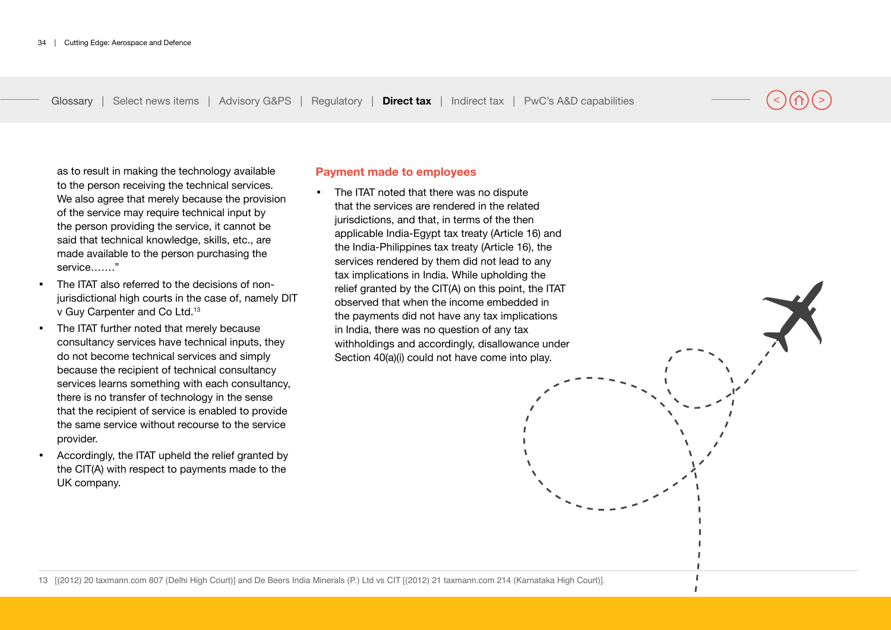as to result in making the technology available to the person receiving the technical services. We also agree that merely because the provision of the service may require technical input by the person providing the service, it cannot be said that technical knowledge, skills, etc., are made available to the person purchasing the service……."

- The ITAT also referred to the decisions of non-jurisdictional high courts in the case of, namely DIT v Guy Carpenter and Co Ltd.[13]
- The ITAT further noted that merely because consultancy services have technical inputs, they do not become technical services and simply because the recipient of technical consultancy services learns something with each consultancy, there is no transfer of technology in the sense that the recipient of service is enabled to provide the same service without recourse to the service provider.
- Accordingly, the ITAT upheld the relief granted by the CIT(A) with respect to payments made to the UK company.

## Payment made to employees

- The ITAT noted that there was no dispute that the services are rendered in the related jurisdictions, and that, in terms of the then applicable India-Egypt tax treaty (Article 16) and the India-Philippines tax treaty (Article 16), the services rendered by them did not lead to any tax implications in India. While upholding the relief granted by the CIT(A) on this point, the ITAT observed that when the income embedded in the payments did not have any tax implications in India, there was no question of any tax withholdings and accordingly, disallowance under Section 40(a)(i) could not have come into play.

13 [(2012) 20 taxmann.com 807 (Delhi High Court)] and De Beers India Minerals (P.) Ltd vs CIT [(2012) 21 taxmann.com 214 (Karnataka High Court)].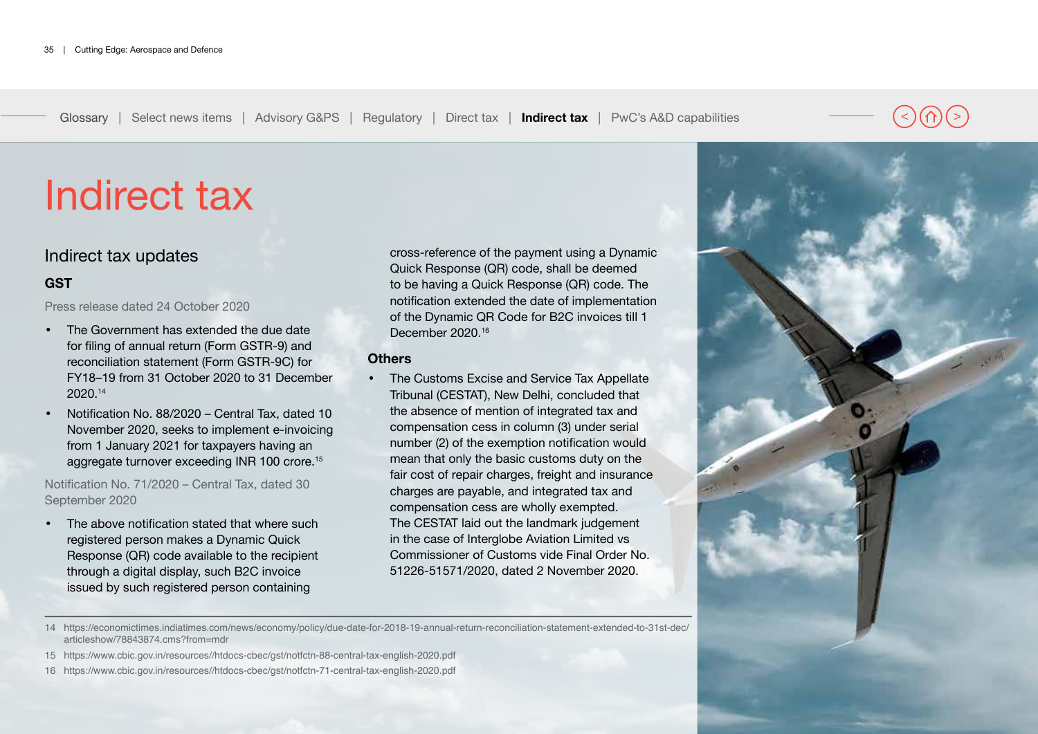Glossary | Select news items | Advisory G&PS | Regulatory | Direct tax | **Indirect tax** | PwC's A&D capabilities

# Indirect tax

## Indirect tax updates

### GST

Press release dated 24 October 2020

- The Government has extended the due date for filing of annual return (Form GSTR-9) and reconciliation statement (Form GSTR-9C) for FY18–19 from 31 October 2020 to 31 December 2020.[14]
- Notification No. 88/2020 – Central Tax, dated 10 November 2020, seeks to implement e-invoicing from 1 January 2021 for taxpayers having an aggregate turnover exceeding INR 100 crore.[15]

Notification No. 71/2020 – Central Tax, dated 30 September 2020

- The above notification stated that where such registered person makes a Dynamic Quick Response (QR) code available to the recipient through a digital display, such B2C invoice issued by such registered person containing cross-reference of the payment using a Dynamic Quick Response (QR) code, shall be deemed to be having a Quick Response (QR) code. The notification extended the date of implementation of the Dynamic QR Code for B2C invoices till 1 December 2020.[16]

### Others

- The Customs Excise and Service Tax Appellate Tribunal (CESTAT), New Delhi, concluded that the absence of mention of integrated tax and compensation cess in column (3) under serial number (2) of the exemption notification would mean that only the basic customs duty on the fair cost of repair charges, freight and insurance charges are payable, and integrated tax and compensation cess are wholly exempted. The CESTAT laid out the landmark judgement in the case of Interglobe Aviation Limited vs Commissioner of Customs vide Final Order No. 51226-51571/2020, dated 2 November 2020.

---

14 https://economictimes.indiatimes.com/news/economy/policy/due-date-for-2018-19-annual-return-reconciliation-statement-extended-to-31st-dec/articleshow/78843874.cms?from=mdr

15 https://www.cbic.gov.in/resources//htdocs-cbec/gst/notfctn-88-central-tax-english-2020.pdf

16 https://www.cbic.gov.in/resources//htdocs-cbec/gst/notfctn-71-central-tax-english-2020.pdf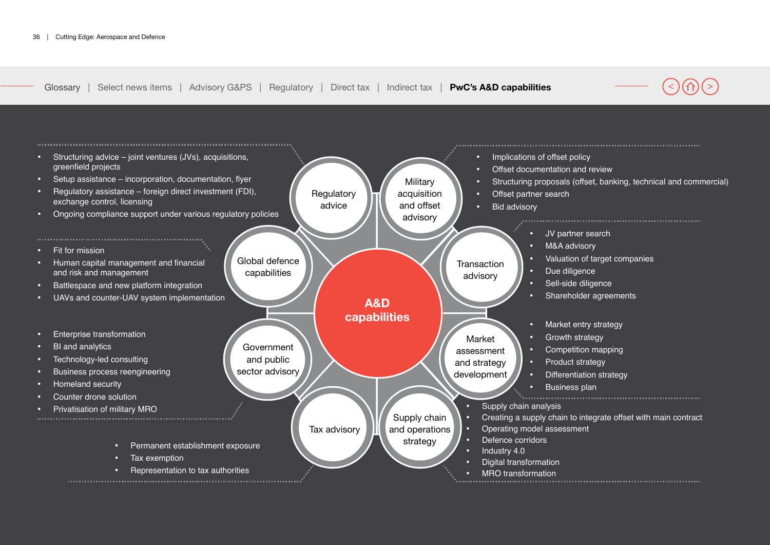Glossary | Select news items | Advisory G&PS | Regulatory | Direct tax | Indirect tax | **PwC's A&D capabilities**

# A&D capabilities

## Regulatory advice

- Structuring advice – joint ventures (JVs), acquisitions, greenfield projects
- Setup assistance – incorporation, documentation, flyer
- Regulatory assistance – foreign direct investment (FDI), exchange control, licensing
- Ongoing compliance support under various regulatory policies

## Military acquisition and offset advisory

- Implications of offset policy
- Offset documentation and review
- Structuring proposals (offset, banking, technical and commercial)
- Offset partner search
- Bid advisory

## Global defence capabilities

- Fit for mission
- Human capital management and financial and risk and management
- Battlespace and new platform integration
- UAVs and counter-UAV system implementation

## Transaction advisory

- JV partner search
- M&A advisory
- Valuation of target companies
- Due diligence
- Sell-side diligence
- Shareholder agreements

## Government and public sector advisory

- Enterprise transformation
- BI and analytics
- Technology-led consulting
- Business process reengineering
- Homeland security
- Counter drone solution
- Privatisation of military MRO

## Market assessment and strategy development

- Market entry strategy
- Growth strategy
- Competition mapping
- Product strategy
- Differentiation strategy
- Business plan

## Tax advisory

- Permanent establishment exposure
- Tax exemption
- Representation to tax authorities

## Supply chain and operations strategy

- Supply chain analysis
- Creating a supply chain to integrate offset with main contract
- Operating model assessment
- Defence corridors
- Industry 4.0
- Digital transformation
- MRO transformation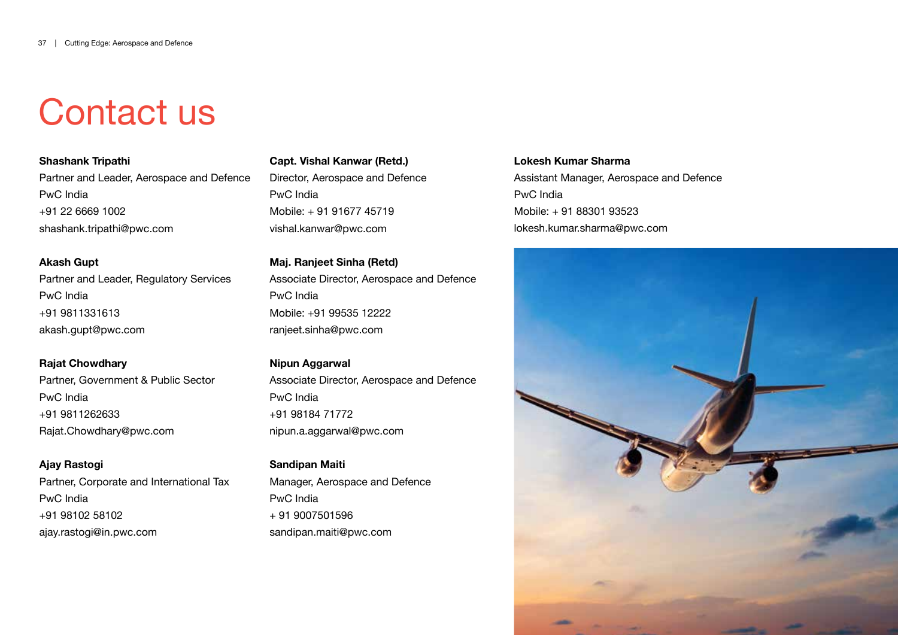# Contact us

**Shashank Tripathi**
Partner and Leader, Aerospace and Defence
PwC India
+91 22 6669 1002
shashank.tripathi@pwc.com

**Akash Gupt**
Partner and Leader, Regulatory Services
PwC India
+91 9811331613
akash.gupt@pwc.com

**Rajat Chowdhary**
Partner, Government & Public Sector
PwC India
+91 9811262633
Rajat.Chowdhary@pwc.com

**Ajay Rastogi**
Partner, Corporate and International Tax
PwC India
+91 98102 58102
ajay.rastogi@in.pwc.com

**Capt. Vishal Kanwar (Retd.)**
Director, Aerospace and Defence
PwC India
Mobile: + 91 91677 45719
vishal.kanwar@pwc.com

**Maj. Ranjeet Sinha (Retd)**
Associate Director, Aerospace and Defence
PwC India
Mobile: +91 99535 12222
ranjeet.sinha@pwc.com

**Nipun Aggarwal**
Associate Director, Aerospace and Defence
PwC India
+91 98184 71772
nipun.a.aggarwal@pwc.com

**Sandipan Maiti**
Manager, Aerospace and Defence
PwC India
+ 91 9007501596
sandipan.maiti@pwc.com

**Lokesh Kumar Sharma**
Assistant Manager, Aerospace and Defence
PwC India
Mobile: + 91 88301 93523
lokesh.kumar.sharma@pwc.com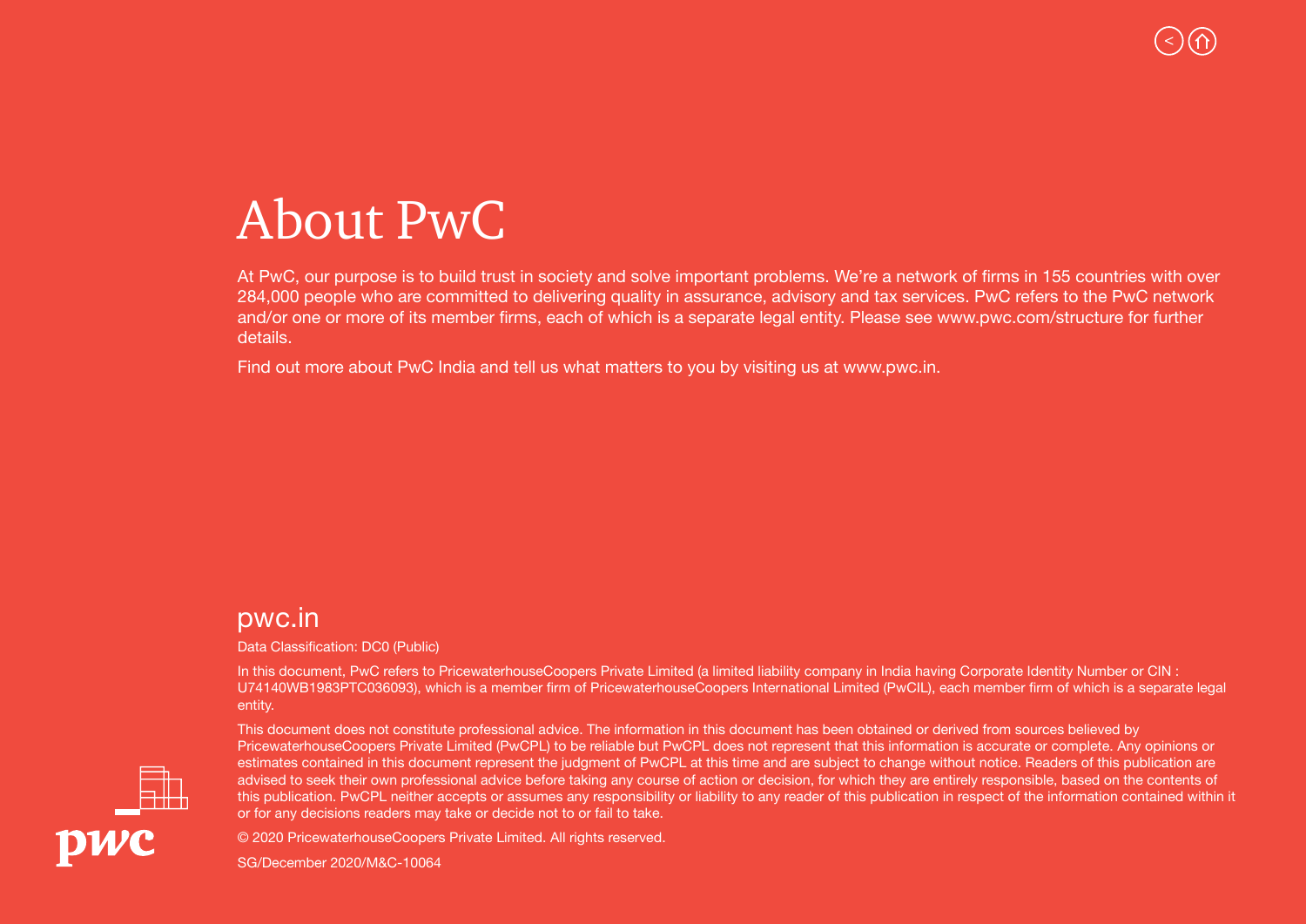# About PwC

At PwC, our purpose is to build trust in society and solve important problems. We're a network of firms in 155 countries with over 284,000 people who are committed to delivering quality in assurance, advisory and tax services. PwC refers to the PwC network and/or one or more of its member firms, each of which is a separate legal entity. Please see www.pwc.com/structure for further details.

Find out more about PwC India and tell us what matters to you by visiting us at www.pwc.in.

## pwc.in

Data Classification: DC0 (Public)

In this document, PwC refers to PricewaterhouseCoopers Private Limited (a limited liability company in India having Corporate Identity Number or CIN : U74140WB1983PTC036093), which is a member firm of PricewaterhouseCoopers International Limited (PwCIL), each member firm of which is a separate legal entity.

This document does not constitute professional advice. The information in this document has been obtained or derived from sources believed by PricewaterhouseCoopers Private Limited (PwCPL) to be reliable but PwCPL does not represent that this information is accurate or complete. Any opinions or estimates contained in this document represent the judgment of PwCPL at this time and are subject to change without notice. Readers of this publication are advised to seek their own professional advice before taking any course of action or decision, for which they are entirely responsible, based on the contents of this publication. PwCPL neither accepts or assumes any responsibility or liability to any reader of this publication in respect of the information contained within it or for any decisions readers may take or decide not to or fail to take.

© 2020 PricewaterhouseCoopers Private Limited. All rights reserved.

SG/December 2020/M&C-10064